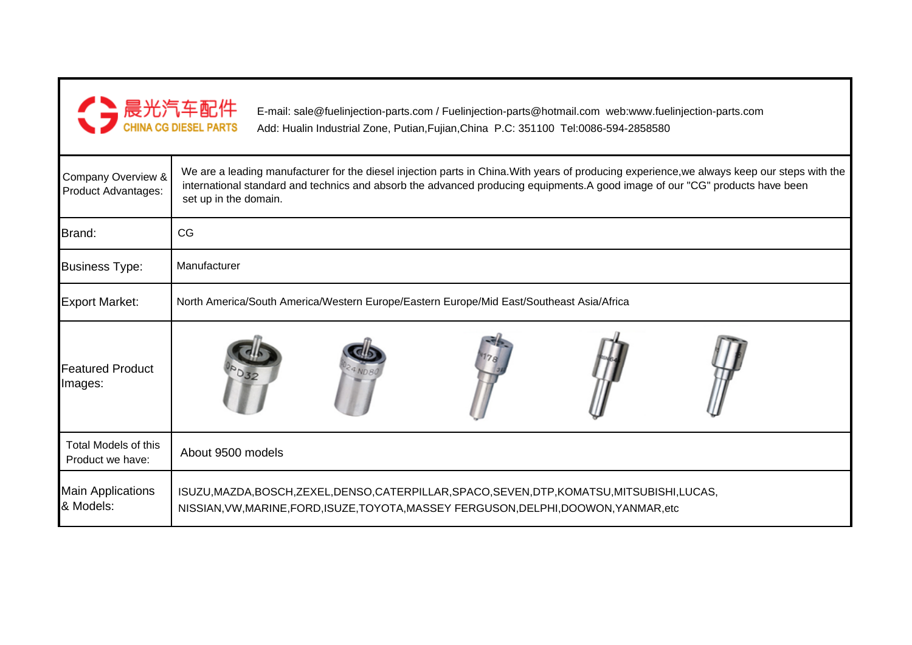晨光汽车配件
CHINA CG DIESEL PARTS

E-mail: sale@fuelinjection-parts.com / Fuelinjection-parts@hotmail.com web:www.fuelinjection-parts.com
Add: Hualin Industrial Zone, Putian,Fujian,China P.C: 351100 Tel:0086-594-2858580

| | |
|---|---|
| Company Overview & Product Advantages: | We are a leading manufacturer for the diesel injection parts in China.With years of producing experience,we always keep our steps with the international standard and technics and absorb the advanced producing equipments.A good image of our "CG" products have been set up in the domain. |
| Brand: | CG |
| Business Type: | Manufacturer |
| Export Market: | North America/South America/Western Europe/Eastern Europe/Mid East/Southeast Asia/Africa |
| Featured Product Images: | |
| Total Models of this Product we have: | About 9500 models |
| Main Applications & Models: | ISUZU,MAZDA,BOSCH,ZEXEL,DENSO,CATERPILLAR,SPACO,SEVEN,DTP,KOMATSU,MITSUBISHI,LUCAS, NISSIAN,VW,MARINE,FORD,ISUZE,TOYOTA,MASSEY FERGUSON,DELPHI,DOOWON,YANMAR,etc |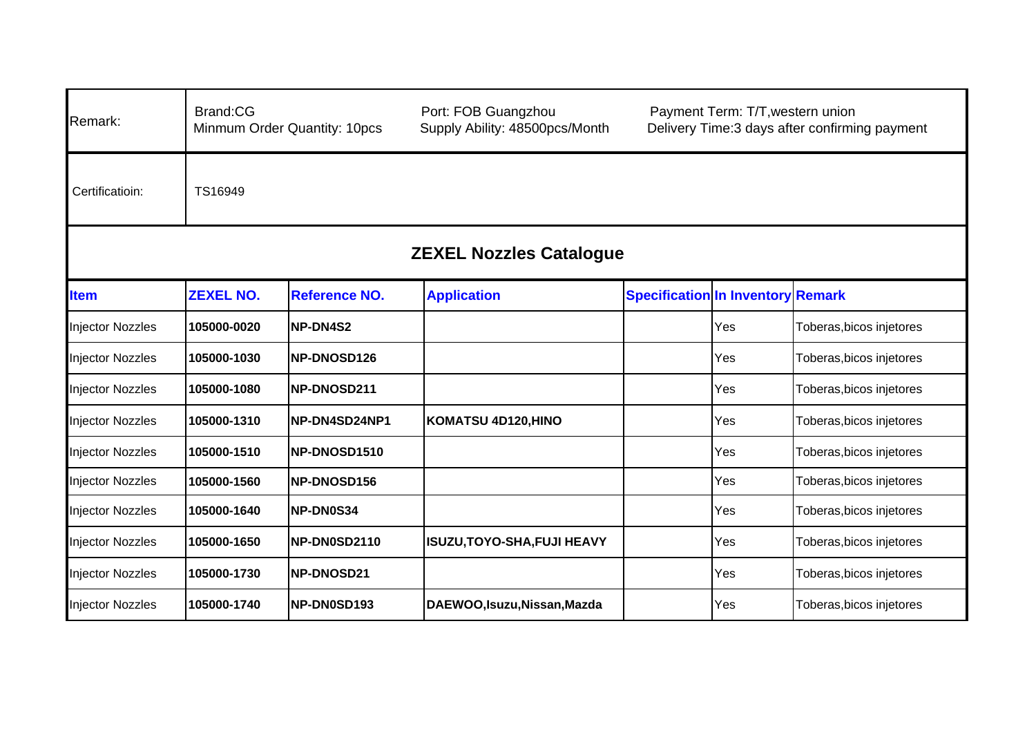| Remark: | Brand:CG<br>Minmum Order Quantity: 10pcs | | Port: FOB Guangzhou<br>Supply Ability: 48500pcs/Month | | Payment Term: T/T,western union<br>Delivery Time:3 days after confirming payment | |
|---|---|---|---|---|---|---|
| Certificatioin: | TS16949 | | | | | |

## ZEXEL Nozzles Catalogue

| Item | ZEXEL NO. | Reference NO. | Application | Specification | In Inventory | Remark |
|---|---|---|---|---|---|---|
| Injector Nozzles | **105000-0020** | **NP-DN4S2** | | | Yes | Toberas,bicos injetores |
| Injector Nozzles | **105000-1030** | **NP-DNOSD126** | | | Yes | Toberas,bicos injetores |
| Injector Nozzles | **105000-1080** | **NP-DNOSD211** | | | Yes | Toberas,bicos injetores |
| Injector Nozzles | **105000-1310** | **NP-DN4SD24NP1** | **KOMATSU 4D120,HINO** | | Yes | Toberas,bicos injetores |
| Injector Nozzles | **105000-1510** | **NP-DNOSD1510** | | | Yes | Toberas,bicos injetores |
| Injector Nozzles | **105000-1560** | **NP-DNOSD156** | | | Yes | Toberas,bicos injetores |
| Injector Nozzles | **105000-1640** | **NP-DN0S34** | | | Yes | Toberas,bicos injetores |
| Injector Nozzles | **105000-1650** | **NP-DN0SD2110** | **ISUZU,TOYO-SHA,FUJI HEAVY** | | Yes | Toberas,bicos injetores |
| Injector Nozzles | **105000-1730** | **NP-DNOSD21** | | | Yes | Toberas,bicos injetores |
| Injector Nozzles | **105000-1740** | **NP-DN0SD193** | **DAEWOO,Isuzu,Nissan,Mazda** | | Yes | Toberas,bicos injetores |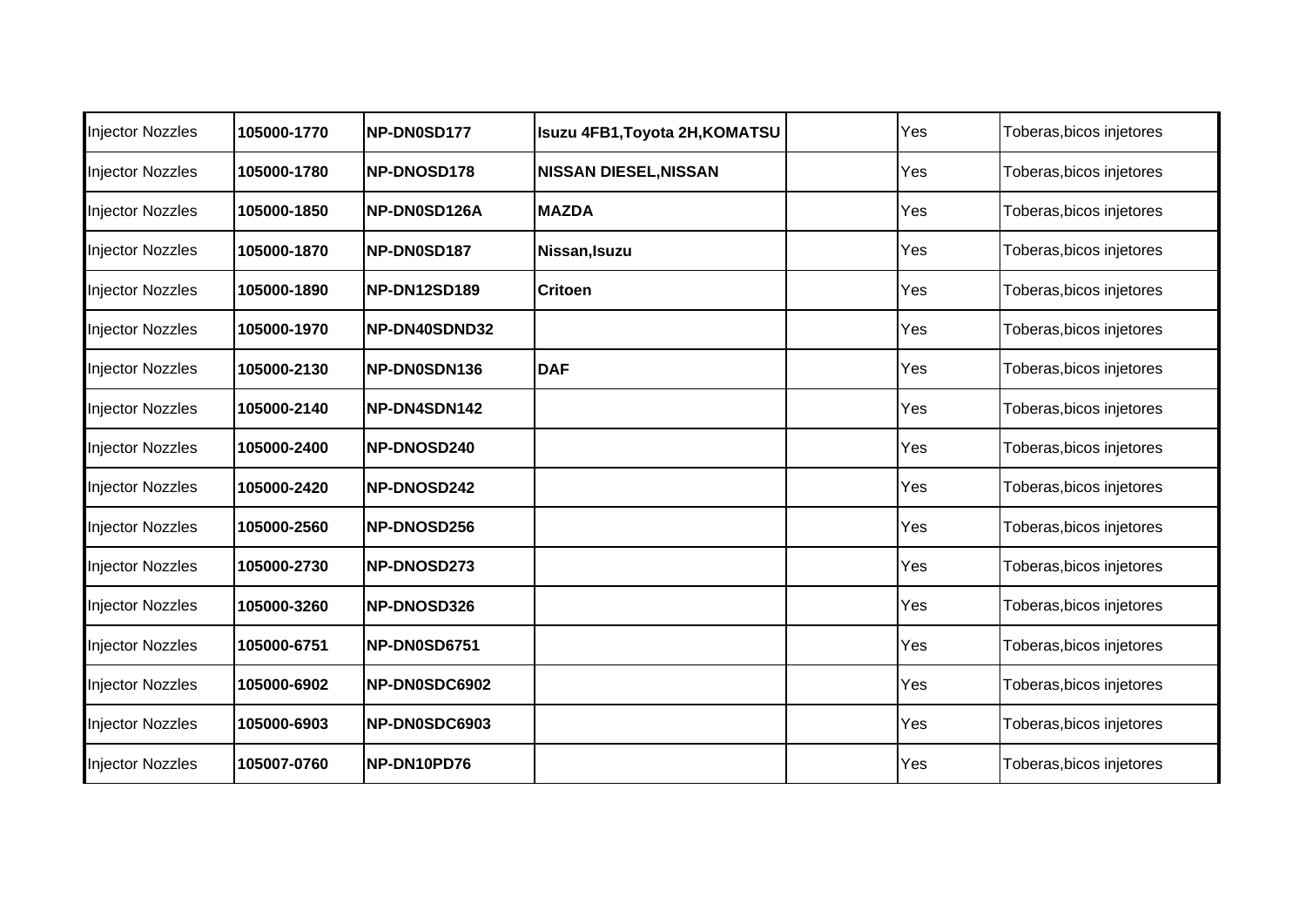| | | | | | | |
|---|---|---|---|---|---|---|
| Injector Nozzles | **105000-1770** | **NP-DN0SD177** | **Isuzu 4FB1,Toyota 2H,KOMATSU** | | Yes | Toberas,bicos injetores |
| Injector Nozzles | **105000-1780** | **NP-DNOSD178** | **NISSAN DIESEL,NISSAN** | | Yes | Toberas,bicos injetores |
| Injector Nozzles | **105000-1850** | **NP-DN0SD126A** | **MAZDA** | | Yes | Toberas,bicos injetores |
| Injector Nozzles | **105000-1870** | **NP-DN0SD187** | **Nissan,Isuzu** | | Yes | Toberas,bicos injetores |
| Injector Nozzles | **105000-1890** | **NP-DN12SD189** | **Critoen** | | Yes | Toberas,bicos injetores |
| Injector Nozzles | **105000-1970** | **NP-DN40SDND32** | | | Yes | Toberas,bicos injetores |
| Injector Nozzles | **105000-2130** | **NP-DN0SDN136** | **DAF** | | Yes | Toberas,bicos injetores |
| Injector Nozzles | **105000-2140** | **NP-DN4SDN142** | | | Yes | Toberas,bicos injetores |
| Injector Nozzles | **105000-2400** | **NP-DNOSD240** | | | Yes | Toberas,bicos injetores |
| Injector Nozzles | **105000-2420** | **NP-DNOSD242** | | | Yes | Toberas,bicos injetores |
| Injector Nozzles | **105000-2560** | **NP-DNOSD256** | | | Yes | Toberas,bicos injetores |
| Injector Nozzles | **105000-2730** | **NP-DNOSD273** | | | Yes | Toberas,bicos injetores |
| Injector Nozzles | **105000-3260** | **NP-DNOSD326** | | | Yes | Toberas,bicos injetores |
| Injector Nozzles | **105000-6751** | **NP-DN0SD6751** | | | Yes | Toberas,bicos injetores |
| Injector Nozzles | **105000-6902** | **NP-DN0SDC6902** | | | Yes | Toberas,bicos injetores |
| Injector Nozzles | **105000-6903** | **NP-DN0SDC6903** | | | Yes | Toberas,bicos injetores |
| Injector Nozzles | **105007-0760** | **NP-DN10PD76** | | | Yes | Toberas,bicos injetores |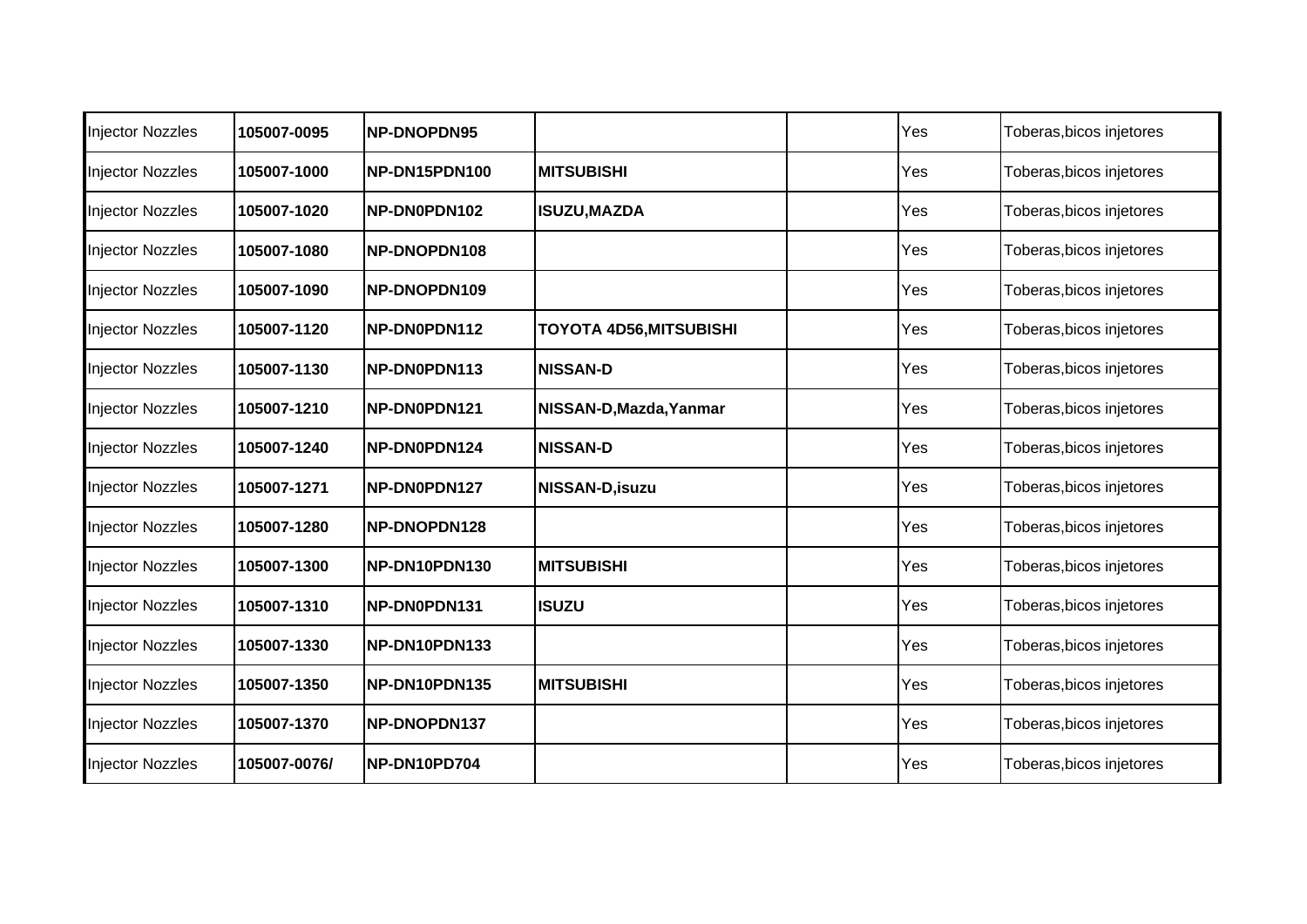| Injector Nozzles | 105007-0095 | NP-DNOPDN95 | | | Yes | Toberas,bicos injetores |
|---|---|---|---|---|---|---|
| Injector Nozzles | 105007-1000 | NP-DN15PDN100 | MITSUBISHI | | Yes | Toberas,bicos injetores |
| Injector Nozzles | 105007-1020 | NP-DN0PDN102 | ISUZU,MAZDA | | Yes | Toberas,bicos injetores |
| Injector Nozzles | 105007-1080 | NP-DNOPDN108 | | | Yes | Toberas,bicos injetores |
| Injector Nozzles | 105007-1090 | NP-DNOPDN109 | | | Yes | Toberas,bicos injetores |
| Injector Nozzles | 105007-1120 | NP-DN0PDN112 | TOYOTA 4D56,MITSUBISHI | | Yes | Toberas,bicos injetores |
| Injector Nozzles | 105007-1130 | NP-DN0PDN113 | NISSAN-D | | Yes | Toberas,bicos injetores |
| Injector Nozzles | 105007-1210 | NP-DN0PDN121 | NISSAN-D,Mazda,Yanmar | | Yes | Toberas,bicos injetores |
| Injector Nozzles | 105007-1240 | NP-DN0PDN124 | NISSAN-D | | Yes | Toberas,bicos injetores |
| Injector Nozzles | 105007-1271 | NP-DN0PDN127 | NISSAN-D,isuzu | | Yes | Toberas,bicos injetores |
| Injector Nozzles | 105007-1280 | NP-DNOPDN128 | | | Yes | Toberas,bicos injetores |
| Injector Nozzles | 105007-1300 | NP-DN10PDN130 | MITSUBISHI | | Yes | Toberas,bicos injetores |
| Injector Nozzles | 105007-1310 | NP-DN0PDN131 | ISUZU | | Yes | Toberas,bicos injetores |
| Injector Nozzles | 105007-1330 | NP-DN10PDN133 | | | Yes | Toberas,bicos injetores |
| Injector Nozzles | 105007-1350 | NP-DN10PDN135 | MITSUBISHI | | Yes | Toberas,bicos injetores |
| Injector Nozzles | 105007-1370 | NP-DNOPDN137 | | | Yes | Toberas,bicos injetores |
| Injector Nozzles | 105007-0076/ | NP-DN10PD704 | | | Yes | Toberas,bicos injetores |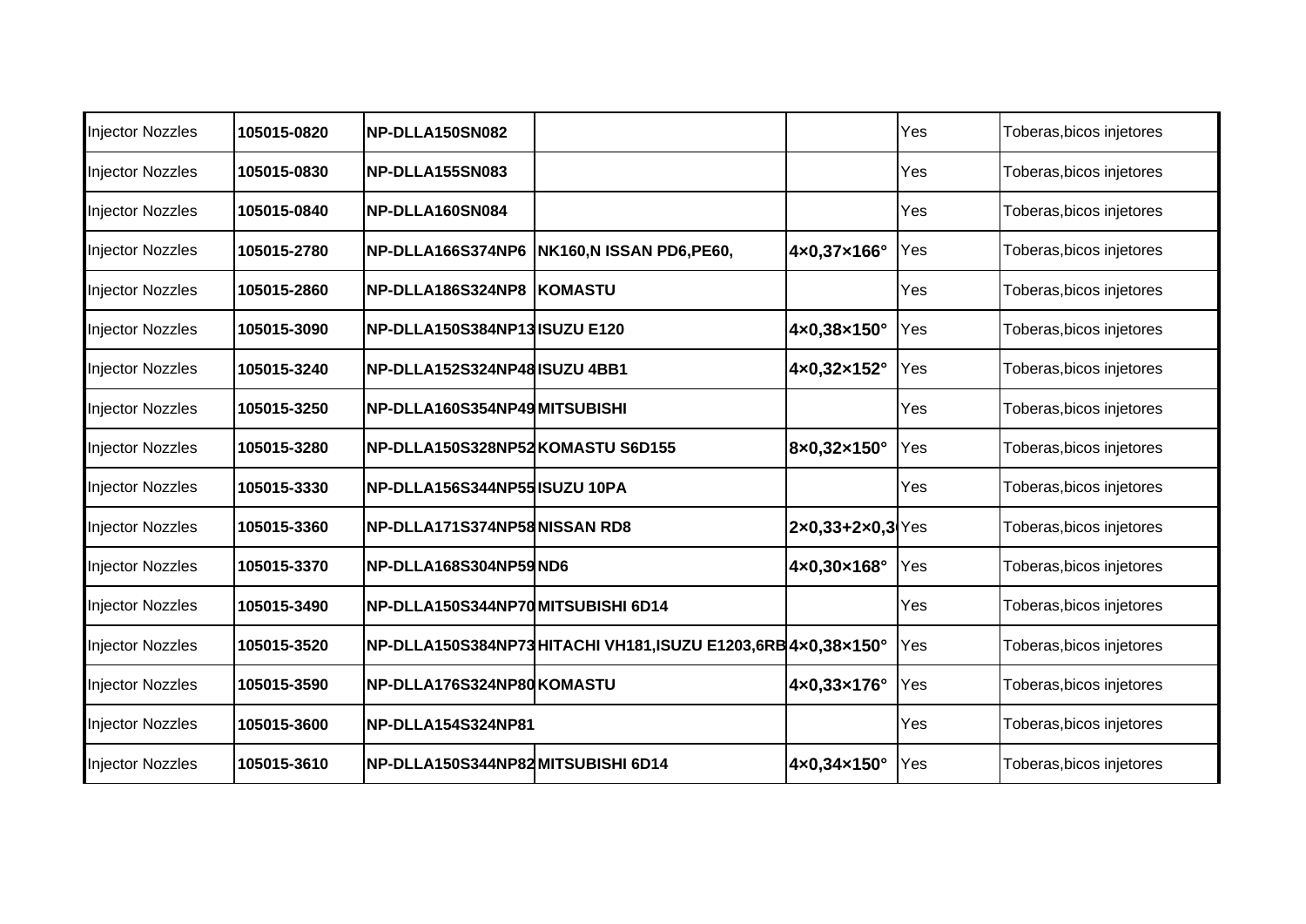| Injector Nozzles | **105015-0820** | **NP-DLLA150SN082** | | | Yes | Toberas,bicos injetores |
|---|---|---|---|---|---|---|
| Injector Nozzles | **105015-0830** | **NP-DLLA155SN083** | | | Yes | Toberas,bicos injetores |
| Injector Nozzles | **105015-0840** | **NP-DLLA160SN084** | | | Yes | Toberas,bicos injetores |
| Injector Nozzles | **105015-2780** | **NP-DLLA166S374NP6** | **NK160,N ISSAN PD6,PE60,** | **4×0,37×166°** | Yes | Toberas,bicos injetores |
| Injector Nozzles | **105015-2860** | **NP-DLLA186S324NP8** | **KOMASTU** | | Yes | Toberas,bicos injetores |
| Injector Nozzles | **105015-3090** | **NP-DLLA150S384NP13** | **ISUZU E120** | **4×0,38×150°** | Yes | Toberas,bicos injetores |
| Injector Nozzles | **105015-3240** | **NP-DLLA152S324NP48** | **ISUZU 4BB1** | **4×0,32×152°** | Yes | Toberas,bicos injetores |
| Injector Nozzles | **105015-3250** | **NP-DLLA160S354NP49** | **MITSUBISHI** | | Yes | Toberas,bicos injetores |
| Injector Nozzles | **105015-3280** | **NP-DLLA150S328NP52** | **KOMASTU S6D155** | **8×0,32×150°** | Yes | Toberas,bicos injetores |
| Injector Nozzles | **105015-3330** | **NP-DLLA156S344NP55** | **ISUZU 10PA** | | Yes | Toberas,bicos injetores |
| Injector Nozzles | **105015-3360** | **NP-DLLA171S374NP58** | **NISSAN RD8** | **2×0,33+2×0,3** | Yes | Toberas,bicos injetores |
| Injector Nozzles | **105015-3370** | **NP-DLLA168S304NP59** | **ND6** | **4×0,30×168°** | Yes | Toberas,bicos injetores |
| Injector Nozzles | **105015-3490** | **NP-DLLA150S344NP70** | **MITSUBISHI 6D14** | | Yes | Toberas,bicos injetores |
| Injector Nozzles | **105015-3520** | **NP-DLLA150S384NP73** | **HITACHI VH181,ISUZU E1203,6RB** | **4×0,38×150°** | Yes | Toberas,bicos injetores |
| Injector Nozzles | **105015-3590** | **NP-DLLA176S324NP80** | **KOMASTU** | **4×0,33×176°** | Yes | Toberas,bicos injetores |
| Injector Nozzles | **105015-3600** | **NP-DLLA154S324NP81** | | | Yes | Toberas,bicos injetores |
| Injector Nozzles | **105015-3610** | **NP-DLLA150S344NP82** | **MITSUBISHI 6D14** | **4×0,34×150°** | Yes | Toberas,bicos injetores |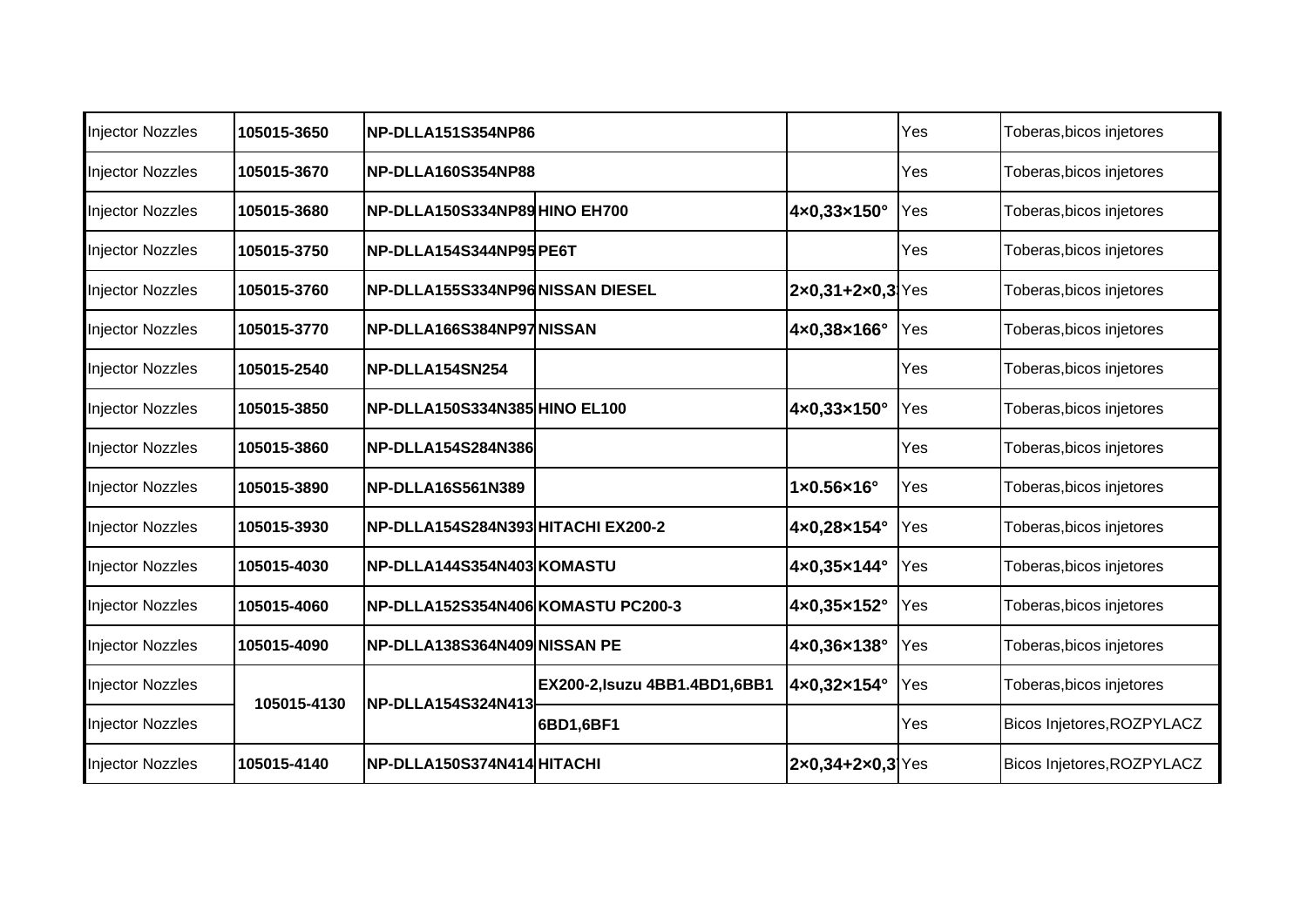| Injector Nozzles | 105015-3650 | NP-DLLA151S354NP86 | | | Yes | Toberas,bicos injetores |
|---|---|---|---|---|---|---|
| Injector Nozzles | 105015-3670 | NP-DLLA160S354NP88 | | | Yes | Toberas,bicos injetores |
| Injector Nozzles | 105015-3680 | NP-DLLA150S334NP89 | HINO EH700 | 4×0,33×150° | Yes | Toberas,bicos injetores |
| Injector Nozzles | 105015-3750 | NP-DLLA154S344NP95 | PE6T | | Yes | Toberas,bicos injetores |
| Injector Nozzles | 105015-3760 | NP-DLLA155S334NP96 | NISSAN DIESEL | 2×0,31+2×0,3 | Yes | Toberas,bicos injetores |
| Injector Nozzles | 105015-3770 | NP-DLLA166S384NP97 | NISSAN | 4×0,38×166° | Yes | Toberas,bicos injetores |
| Injector Nozzles | 105015-2540 | NP-DLLA154SN254 | | | Yes | Toberas,bicos injetores |
| Injector Nozzles | 105015-3850 | NP-DLLA150S334N385 | HINO EL100 | 4×0,33×150° | Yes | Toberas,bicos injetores |
| Injector Nozzles | 105015-3860 | NP-DLLA154S284N386 | | | Yes | Toberas,bicos injetores |
| Injector Nozzles | 105015-3890 | NP-DLLA16S561N389 | | 1×0.56×16° | Yes | Toberas,bicos injetores |
| Injector Nozzles | 105015-3930 | NP-DLLA154S284N393 | HITACHI EX200-2 | 4×0,28×154° | Yes | Toberas,bicos injetores |
| Injector Nozzles | 105015-4030 | NP-DLLA144S354N403 | KOMASTU | 4×0,35×144° | Yes | Toberas,bicos injetores |
| Injector Nozzles | 105015-4060 | NP-DLLA152S354N406 | KOMASTU PC200-3 | 4×0,35×152° | Yes | Toberas,bicos injetores |
| Injector Nozzles | 105015-4090 | NP-DLLA138S364N409 | NISSAN PE | 4×0,36×138° | Yes | Toberas,bicos injetores |
| Injector Nozzles | 105015-4130 | NP-DLLA154S324N413 | EX200-2,Isuzu 4BB1.4BD1,6BB1 | 4×0,32×154° | Yes | Toberas,bicos injetores |
| Injector Nozzles | | | 6BD1,6BF1 | | Yes | Bicos Injetores,ROZPYLACZ |
| Injector Nozzles | 105015-4140 | NP-DLLA150S374N414 | HITACHI | 2×0,34+2×0,3 | Yes | Bicos Injetores,ROZPYLACZ |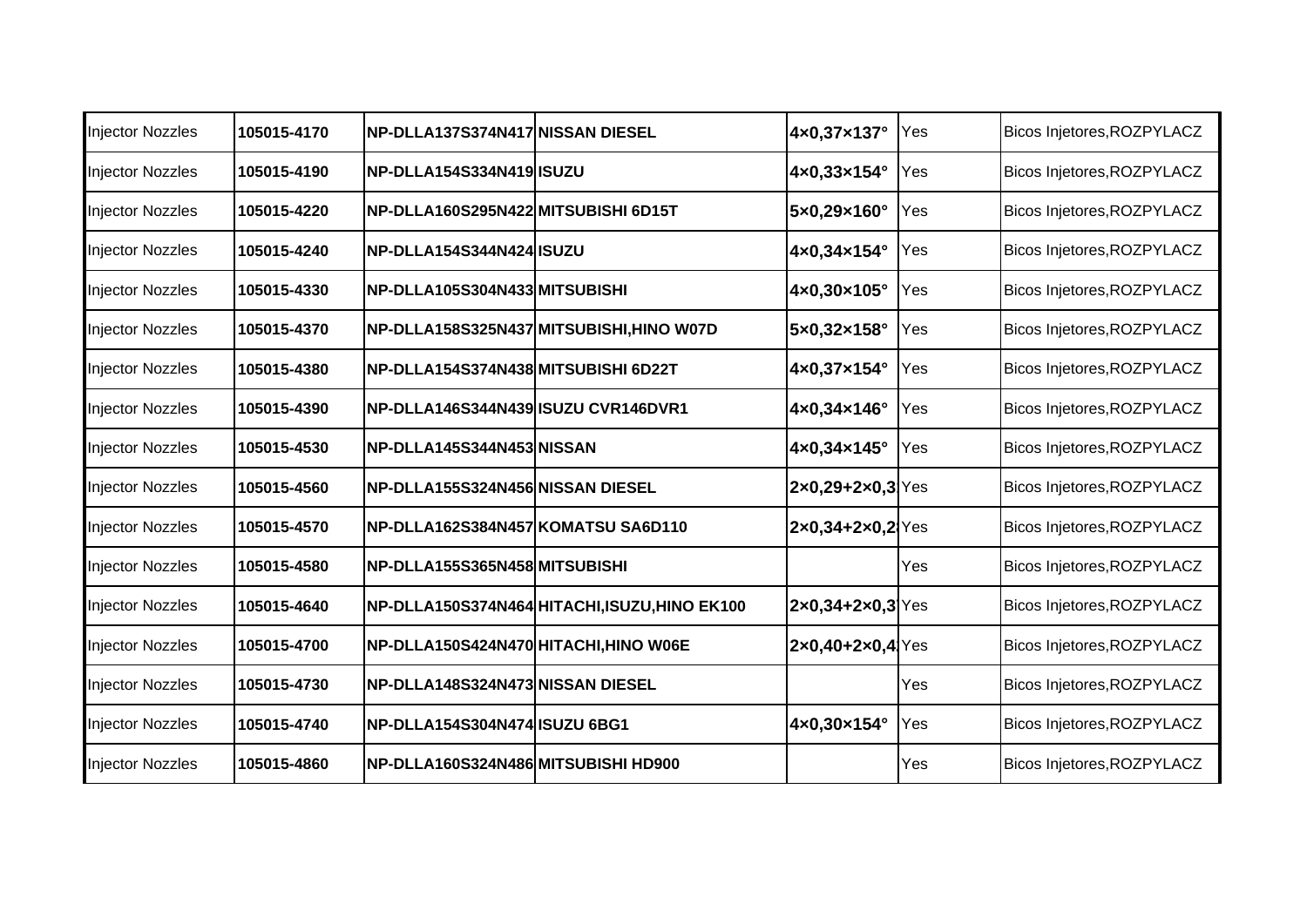| Injector Nozzles | 105015-4170 | NP-DLLA137S374N417 | NISSAN DIESEL | 4×0,37×137° | Yes | Bicos Injetores,ROZPYLACZ |
|---|---|---|---|---|---|---|
| Injector Nozzles | 105015-4190 | NP-DLLA154S334N419 | ISUZU | 4×0,33×154° | Yes | Bicos Injetores,ROZPYLACZ |
| Injector Nozzles | 105015-4220 | NP-DLLA160S295N422 | MITSUBISHI 6D15T | 5×0,29×160° | Yes | Bicos Injetores,ROZPYLACZ |
| Injector Nozzles | 105015-4240 | NP-DLLA154S344N424 | ISUZU | 4×0,34×154° | Yes | Bicos Injetores,ROZPYLACZ |
| Injector Nozzles | 105015-4330 | NP-DLLA105S304N433 | MITSUBISHI | 4×0,30×105° | Yes | Bicos Injetores,ROZPYLACZ |
| Injector Nozzles | 105015-4370 | NP-DLLA158S325N437 | MITSUBISHI,HINO W07D | 5×0,32×158° | Yes | Bicos Injetores,ROZPYLACZ |
| Injector Nozzles | 105015-4380 | NP-DLLA154S374N438 | MITSUBISHI 6D22T | 4×0,37×154° | Yes | Bicos Injetores,ROZPYLACZ |
| Injector Nozzles | 105015-4390 | NP-DLLA146S344N439 | ISUZU CVR146DVR1 | 4×0,34×146° | Yes | Bicos Injetores,ROZPYLACZ |
| Injector Nozzles | 105015-4530 | NP-DLLA145S344N453 | NISSAN | 4×0,34×145° | Yes | Bicos Injetores,ROZPYLACZ |
| Injector Nozzles | 105015-4560 | NP-DLLA155S324N456 | NISSAN DIESEL | 2×0,29+2×0,3 | Yes | Bicos Injetores,ROZPYLACZ |
| Injector Nozzles | 105015-4570 | NP-DLLA162S384N457 | KOMATSU SA6D110 | 2×0,34+2×0,2 | Yes | Bicos Injetores,ROZPYLACZ |
| Injector Nozzles | 105015-4580 | NP-DLLA155S365N458 | MITSUBISHI | | Yes | Bicos Injetores,ROZPYLACZ |
| Injector Nozzles | 105015-4640 | NP-DLLA150S374N464 | HITACHI,ISUZU,HINO EK100 | 2×0,34+2×0,3 | Yes | Bicos Injetores,ROZPYLACZ |
| Injector Nozzles | 105015-4700 | NP-DLLA150S424N470 | HITACHI,HINO W06E | 2×0,40+2×0,4 | Yes | Bicos Injetores,ROZPYLACZ |
| Injector Nozzles | 105015-4730 | NP-DLLA148S324N473 | NISSAN DIESEL | | Yes | Bicos Injetores,ROZPYLACZ |
| Injector Nozzles | 105015-4740 | NP-DLLA154S304N474 | ISUZU 6BG1 | 4×0,30×154° | Yes | Bicos Injetores,ROZPYLACZ |
| Injector Nozzles | 105015-4860 | NP-DLLA160S324N486 | MITSUBISHI HD900 | | Yes | Bicos Injetores,ROZPYLACZ |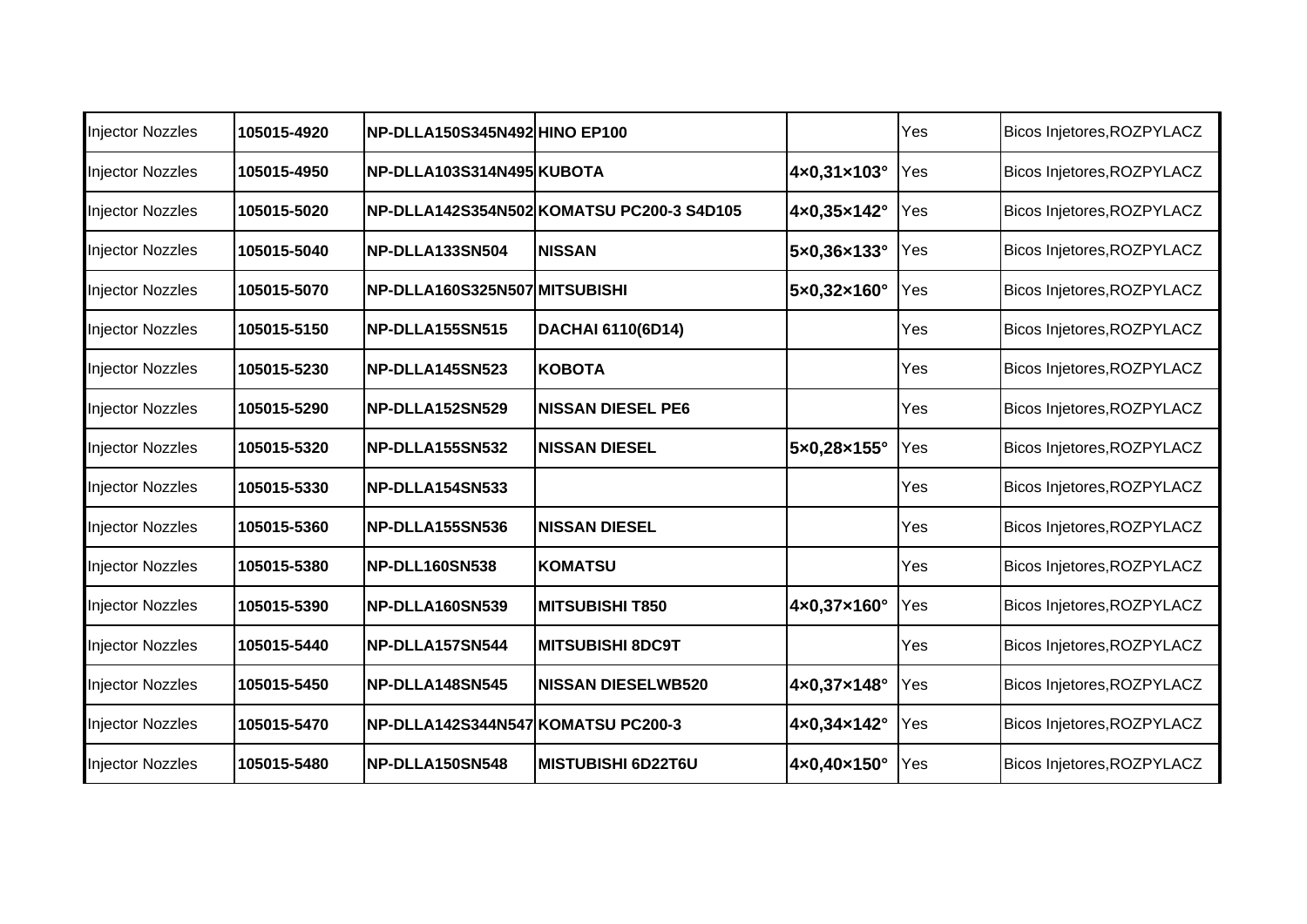| Injector Nozzles | 105015-4920 | NP-DLLA150S345N492 | HINO EP100 | | Yes | Bicos Injetores,ROZPYLACZ |
|---|---|---|---|---|---|---|
| Injector Nozzles | 105015-4950 | NP-DLLA103S314N495 | KUBOTA | 4×0,31×103° | Yes | Bicos Injetores,ROZPYLACZ |
| Injector Nozzles | 105015-5020 | NP-DLLA142S354N502 | KOMATSU PC200-3 S4D105 | 4×0,35×142° | Yes | Bicos Injetores,ROZPYLACZ |
| Injector Nozzles | 105015-5040 | NP-DLLA133SN504 | NISSAN | 5×0,36×133° | Yes | Bicos Injetores,ROZPYLACZ |
| Injector Nozzles | 105015-5070 | NP-DLLA160S325N507 | MITSUBISHI | 5×0,32×160° | Yes | Bicos Injetores,ROZPYLACZ |
| Injector Nozzles | 105015-5150 | NP-DLLA155SN515 | DACHAI 6110(6D14) | | Yes | Bicos Injetores,ROZPYLACZ |
| Injector Nozzles | 105015-5230 | NP-DLLA145SN523 | KOBOTA | | Yes | Bicos Injetores,ROZPYLACZ |
| Injector Nozzles | 105015-5290 | NP-DLLA152SN529 | NISSAN DIESEL PE6 | | Yes | Bicos Injetores,ROZPYLACZ |
| Injector Nozzles | 105015-5320 | NP-DLLA155SN532 | NISSAN DIESEL | 5×0,28×155° | Yes | Bicos Injetores,ROZPYLACZ |
| Injector Nozzles | 105015-5330 | NP-DLLA154SN533 | | | Yes | Bicos Injetores,ROZPYLACZ |
| Injector Nozzles | 105015-5360 | NP-DLLA155SN536 | NISSAN DIESEL | | Yes | Bicos Injetores,ROZPYLACZ |
| Injector Nozzles | 105015-5380 | NP-DLL160SN538 | KOMATSU | | Yes | Bicos Injetores,ROZPYLACZ |
| Injector Nozzles | 105015-5390 | NP-DLLA160SN539 | MITSUBISHI T850 | 4×0,37×160° | Yes | Bicos Injetores,ROZPYLACZ |
| Injector Nozzles | 105015-5440 | NP-DLLA157SN544 | MITSUBISHI 8DC9T | | Yes | Bicos Injetores,ROZPYLACZ |
| Injector Nozzles | 105015-5450 | NP-DLLA148SN545 | NISSAN DIESELWB520 | 4×0,37×148° | Yes | Bicos Injetores,ROZPYLACZ |
| Injector Nozzles | 105015-5470 | NP-DLLA142S344N547 | KOMATSU PC200-3 | 4×0,34×142° | Yes | Bicos Injetores,ROZPYLACZ |
| Injector Nozzles | 105015-5480 | NP-DLLA150SN548 | MISTUBISHI 6D22T6U | 4×0,40×150° | Yes | Bicos Injetores,ROZPYLACZ |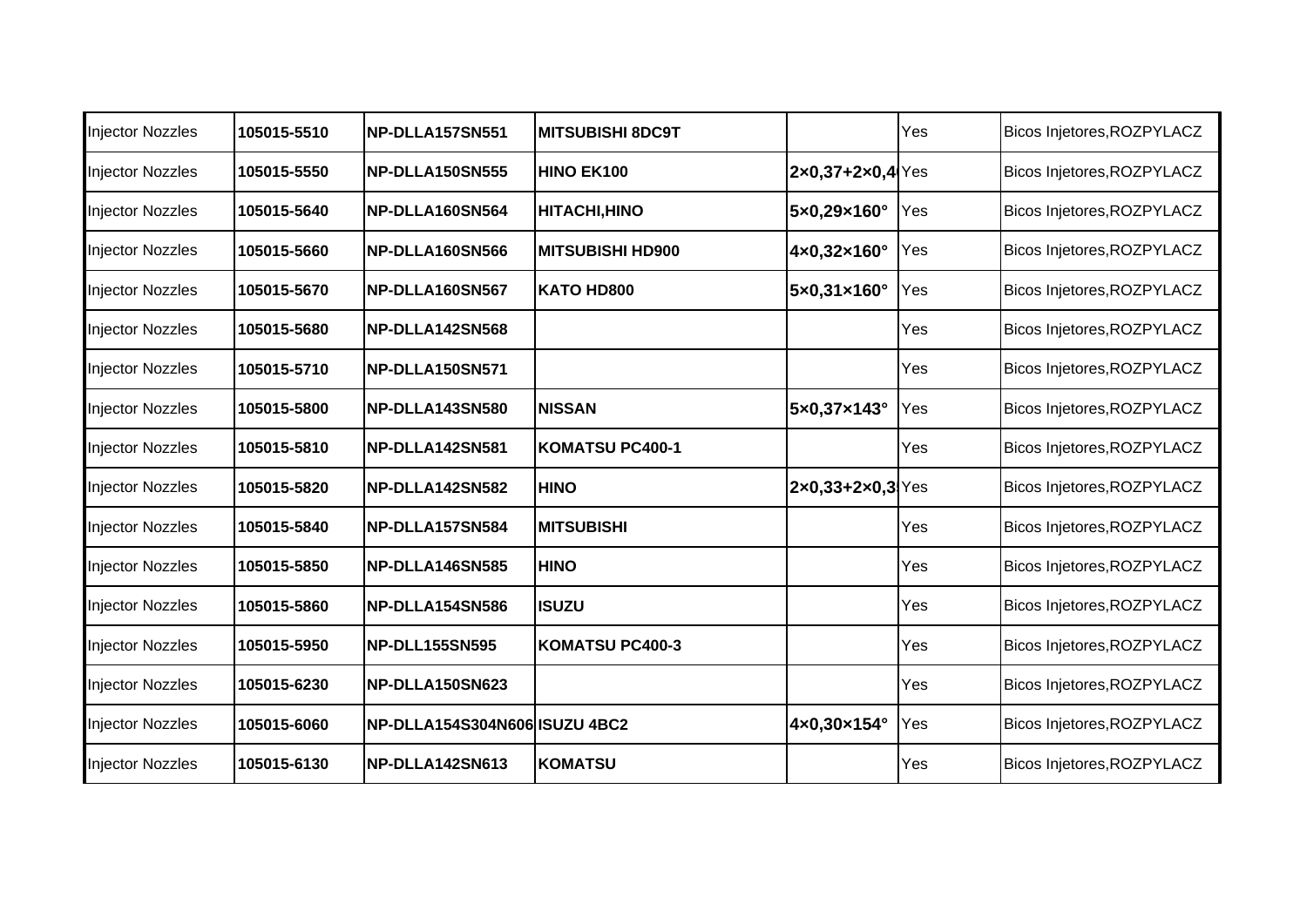| Injector Nozzles | 105015-5510 | NP-DLLA157SN551 | MITSUBISHI 8DC9T | | Yes | Bicos Injetores,ROZPYLACZ |
|---|---|---|---|---|---|---|
| Injector Nozzles | 105015-5550 | NP-DLLA150SN555 | HINO EK100 | 2×0,37+2×0,4 | Yes | Bicos Injetores,ROZPYLACZ |
| Injector Nozzles | 105015-5640 | NP-DLLA160SN564 | HITACHI,HINO | 5×0,29×160° | Yes | Bicos Injetores,ROZPYLACZ |
| Injector Nozzles | 105015-5660 | NP-DLLA160SN566 | MITSUBISHI HD900 | 4×0,32×160° | Yes | Bicos Injetores,ROZPYLACZ |
| Injector Nozzles | 105015-5670 | NP-DLLA160SN567 | KATO HD800 | 5×0,31×160° | Yes | Bicos Injetores,ROZPYLACZ |
| Injector Nozzles | 105015-5680 | NP-DLLA142SN568 | | | Yes | Bicos Injetores,ROZPYLACZ |
| Injector Nozzles | 105015-5710 | NP-DLLA150SN571 | | | Yes | Bicos Injetores,ROZPYLACZ |
| Injector Nozzles | 105015-5800 | NP-DLLA143SN580 | NISSAN | 5×0,37×143° | Yes | Bicos Injetores,ROZPYLACZ |
| Injector Nozzles | 105015-5810 | NP-DLLA142SN581 | KOMATSU PC400-1 | | Yes | Bicos Injetores,ROZPYLACZ |
| Injector Nozzles | 105015-5820 | NP-DLLA142SN582 | HINO | 2×0,33+2×0,3 | Yes | Bicos Injetores,ROZPYLACZ |
| Injector Nozzles | 105015-5840 | NP-DLLA157SN584 | MITSUBISHI | | Yes | Bicos Injetores,ROZPYLACZ |
| Injector Nozzles | 105015-5850 | NP-DLLA146SN585 | HINO | | Yes | Bicos Injetores,ROZPYLACZ |
| Injector Nozzles | 105015-5860 | NP-DLLA154SN586 | ISUZU | | Yes | Bicos Injetores,ROZPYLACZ |
| Injector Nozzles | 105015-5950 | NP-DLL155SN595 | KOMATSU PC400-3 | | Yes | Bicos Injetores,ROZPYLACZ |
| Injector Nozzles | 105015-6230 | NP-DLLA150SN623 | | | Yes | Bicos Injetores,ROZPYLACZ |
| Injector Nozzles | 105015-6060 | NP-DLLA154S304N606 | ISUZU 4BC2 | 4×0,30×154° | Yes | Bicos Injetores,ROZPYLACZ |
| Injector Nozzles | 105015-6130 | NP-DLLA142SN613 | KOMATSU | | Yes | Bicos Injetores,ROZPYLACZ |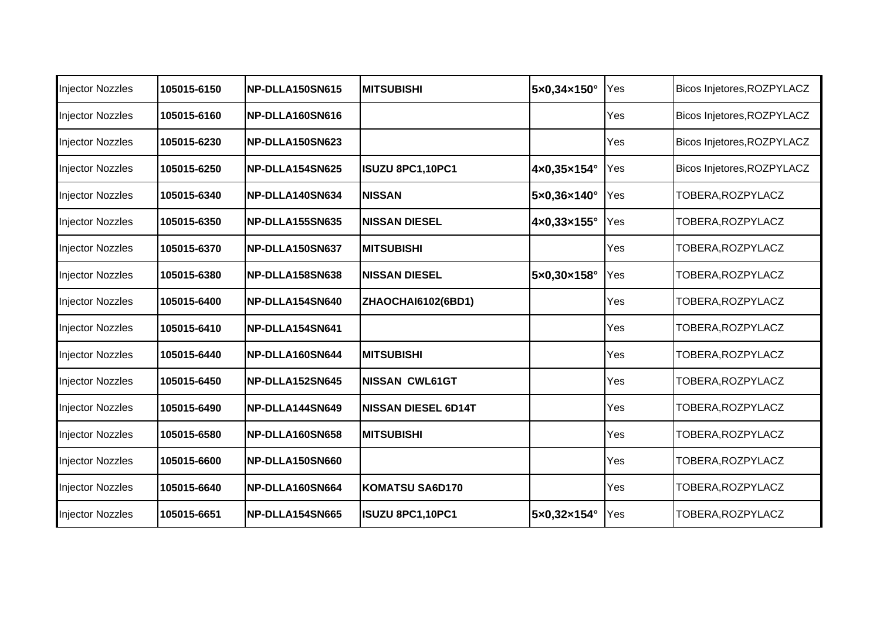| Injector Nozzles | 105015-6150 | NP-DLLA150SN615 | MITSUBISHI | 5×0,34×150° | Yes | Bicos Injetores,ROZPYLACZ |
|---|---|---|---|---|---|---|
| Injector Nozzles | 105015-6160 | NP-DLLA160SN616 | | | Yes | Bicos Injetores,ROZPYLACZ |
| Injector Nozzles | 105015-6230 | NP-DLLA150SN623 | | | Yes | Bicos Injetores,ROZPYLACZ |
| Injector Nozzles | 105015-6250 | NP-DLLA154SN625 | ISUZU 8PC1,10PC1 | 4×0,35×154° | Yes | Bicos Injetores,ROZPYLACZ |
| Injector Nozzles | 105015-6340 | NP-DLLA140SN634 | NISSAN | 5×0,36×140° | Yes | TOBERA,ROZPYLACZ |
| Injector Nozzles | 105015-6350 | NP-DLLA155SN635 | NISSAN DIESEL | 4×0,33×155° | Yes | TOBERA,ROZPYLACZ |
| Injector Nozzles | 105015-6370 | NP-DLLA150SN637 | MITSUBISHI | | Yes | TOBERA,ROZPYLACZ |
| Injector Nozzles | 105015-6380 | NP-DLLA158SN638 | NISSAN DIESEL | 5×0,30×158° | Yes | TOBERA,ROZPYLACZ |
| Injector Nozzles | 105015-6400 | NP-DLLA154SN640 | ZHAOCHAI6102(6BD1) | | Yes | TOBERA,ROZPYLACZ |
| Injector Nozzles | 105015-6410 | NP-DLLA154SN641 | | | Yes | TOBERA,ROZPYLACZ |
| Injector Nozzles | 105015-6440 | NP-DLLA160SN644 | MITSUBISHI | | Yes | TOBERA,ROZPYLACZ |
| Injector Nozzles | 105015-6450 | NP-DLLA152SN645 | NISSAN CWL61GT | | Yes | TOBERA,ROZPYLACZ |
| Injector Nozzles | 105015-6490 | NP-DLLA144SN649 | NISSAN DIESEL 6D14T | | Yes | TOBERA,ROZPYLACZ |
| Injector Nozzles | 105015-6580 | NP-DLLA160SN658 | MITSUBISHI | | Yes | TOBERA,ROZPYLACZ |
| Injector Nozzles | 105015-6600 | NP-DLLA150SN660 | | | Yes | TOBERA,ROZPYLACZ |
| Injector Nozzles | 105015-6640 | NP-DLLA160SN664 | KOMATSU SA6D170 | | Yes | TOBERA,ROZPYLACZ |
| Injector Nozzles | 105015-6651 | NP-DLLA154SN665 | ISUZU 8PC1,10PC1 | 5×0,32×154° | Yes | TOBERA,ROZPYLACZ |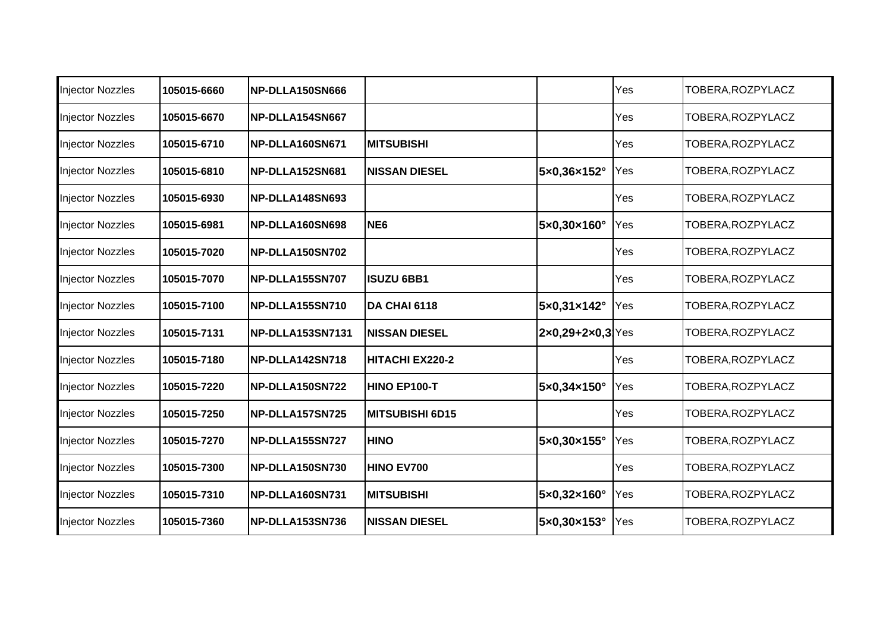| | | | | | | |
|---|---|---|---|---|---|---|
| Injector Nozzles | **105015-6660** | **NP-DLLA150SN666** | | | Yes | TOBERA,ROZPYLACZ |
| Injector Nozzles | **105015-6670** | **NP-DLLA154SN667** | | | Yes | TOBERA,ROZPYLACZ |
| Injector Nozzles | **105015-6710** | **NP-DLLA160SN671** | **MITSUBISHI** | | Yes | TOBERA,ROZPYLACZ |
| Injector Nozzles | **105015-6810** | **NP-DLLA152SN681** | **NISSAN DIESEL** | **5×0,36×152°** | Yes | TOBERA,ROZPYLACZ |
| Injector Nozzles | **105015-6930** | **NP-DLLA148SN693** | | | Yes | TOBERA,ROZPYLACZ |
| Injector Nozzles | **105015-6981** | **NP-DLLA160SN698** | **NE6** | **5×0,30×160°** | Yes | TOBERA,ROZPYLACZ |
| Injector Nozzles | **105015-7020** | **NP-DLLA150SN702** | | | Yes | TOBERA,ROZPYLACZ |
| Injector Nozzles | **105015-7070** | **NP-DLLA155SN707** | **ISUZU 6BB1** | | Yes | TOBERA,ROZPYLACZ |
| Injector Nozzles | **105015-7100** | **NP-DLLA155SN710** | **DA CHAI 6118** | **5×0,31×142°** | Yes | TOBERA,ROZPYLACZ |
| Injector Nozzles | **105015-7131** | **NP-DLLA153SN7131** | **NISSAN DIESEL** | **2×0,29+2×0,3** | Yes | TOBERA,ROZPYLACZ |
| Injector Nozzles | **105015-7180** | **NP-DLLA142SN718** | **HITACHI EX220-2** | | Yes | TOBERA,ROZPYLACZ |
| Injector Nozzles | **105015-7220** | **NP-DLLA150SN722** | **HINO EP100-T** | **5×0,34×150°** | Yes | TOBERA,ROZPYLACZ |
| Injector Nozzles | **105015-7250** | **NP-DLLA157SN725** | **MITSUBISHI 6D15** | | Yes | TOBERA,ROZPYLACZ |
| Injector Nozzles | **105015-7270** | **NP-DLLA155SN727** | **HINO** | **5×0,30×155°** | Yes | TOBERA,ROZPYLACZ |
| Injector Nozzles | **105015-7300** | **NP-DLLA150SN730** | **HINO EV700** | | Yes | TOBERA,ROZPYLACZ |
| Injector Nozzles | **105015-7310** | **NP-DLLA160SN731** | **MITSUBISHI** | **5×0,32×160°** | Yes | TOBERA,ROZPYLACZ |
| Injector Nozzles | **105015-7360** | **NP-DLLA153SN736** | **NISSAN DIESEL** | **5×0,30×153°** | Yes | TOBERA,ROZPYLACZ |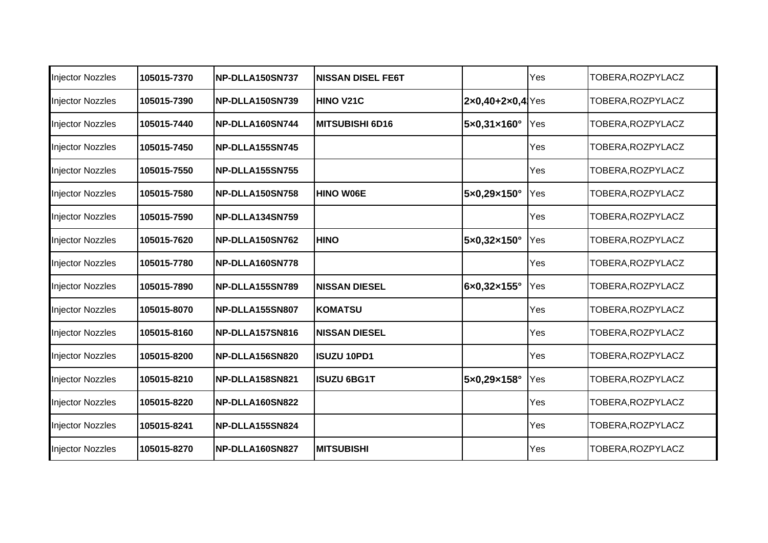| Injector Nozzles | 105015-7370 | NP-DLLA150SN737 | NISSAN DISEL FE6T | | Yes | TOBERA,ROZPYLACZ |
|---|---|---|---|---|---|---|
| Injector Nozzles | 105015-7390 | NP-DLLA150SN739 | HINO V21C | 2×0,40+2×0,4 | Yes | TOBERA,ROZPYLACZ |
| Injector Nozzles | 105015-7440 | NP-DLLA160SN744 | MITSUBISHI 6D16 | 5×0,31×160° | Yes | TOBERA,ROZPYLACZ |
| Injector Nozzles | 105015-7450 | NP-DLLA155SN745 | | | Yes | TOBERA,ROZPYLACZ |
| Injector Nozzles | 105015-7550 | NP-DLLA155SN755 | | | Yes | TOBERA,ROZPYLACZ |
| Injector Nozzles | 105015-7580 | NP-DLLA150SN758 | HINO W06E | 5×0,29×150° | Yes | TOBERA,ROZPYLACZ |
| Injector Nozzles | 105015-7590 | NP-DLLA134SN759 | | | Yes | TOBERA,ROZPYLACZ |
| Injector Nozzles | 105015-7620 | NP-DLLA150SN762 | HINO | 5×0,32×150° | Yes | TOBERA,ROZPYLACZ |
| Injector Nozzles | 105015-7780 | NP-DLLA160SN778 | | | Yes | TOBERA,ROZPYLACZ |
| Injector Nozzles | 105015-7890 | NP-DLLA155SN789 | NISSAN DIESEL | 6×0,32×155° | Yes | TOBERA,ROZPYLACZ |
| Injector Nozzles | 105015-8070 | NP-DLLA155SN807 | KOMATSU | | Yes | TOBERA,ROZPYLACZ |
| Injector Nozzles | 105015-8160 | NP-DLLA157SN816 | NISSAN DIESEL | | Yes | TOBERA,ROZPYLACZ |
| Injector Nozzles | 105015-8200 | NP-DLLA156SN820 | ISUZU 10PD1 | | Yes | TOBERA,ROZPYLACZ |
| Injector Nozzles | 105015-8210 | NP-DLLA158SN821 | ISUZU 6BG1T | 5×0,29×158° | Yes | TOBERA,ROZPYLACZ |
| Injector Nozzles | 105015-8220 | NP-DLLA160SN822 | | | Yes | TOBERA,ROZPYLACZ |
| Injector Nozzles | 105015-8241 | NP-DLLA155SN824 | | | Yes | TOBERA,ROZPYLACZ |
| Injector Nozzles | 105015-8270 | NP-DLLA160SN827 | MITSUBISHI | | Yes | TOBERA,ROZPYLACZ |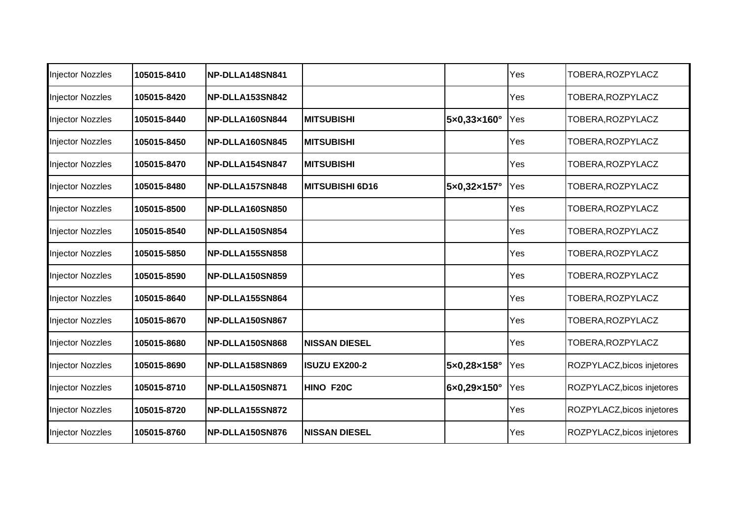| Injector Nozzles | **105015-8410** | **NP-DLLA148SN841** | | | Yes | TOBERA,ROZPYLACZ |
|---|---|---|---|---|---|---|
| Injector Nozzles | **105015-8420** | **NP-DLLA153SN842** | | | Yes | TOBERA,ROZPYLACZ |
| Injector Nozzles | **105015-8440** | **NP-DLLA160SN844** | **MITSUBISHI** | **5×0,33×160°** | Yes | TOBERA,ROZPYLACZ |
| Injector Nozzles | **105015-8450** | **NP-DLLA160SN845** | **MITSUBISHI** | | Yes | TOBERA,ROZPYLACZ |
| Injector Nozzles | **105015-8470** | **NP-DLLA154SN847** | **MITSUBISHI** | | Yes | TOBERA,ROZPYLACZ |
| Injector Nozzles | **105015-8480** | **NP-DLLA157SN848** | **MITSUBISHI 6D16** | **5×0,32×157°** | Yes | TOBERA,ROZPYLACZ |
| Injector Nozzles | **105015-8500** | **NP-DLLA160SN850** | | | Yes | TOBERA,ROZPYLACZ |
| Injector Nozzles | **105015-8540** | **NP-DLLA150SN854** | | | Yes | TOBERA,ROZPYLACZ |
| Injector Nozzles | **105015-5850** | **NP-DLLA155SN858** | | | Yes | TOBERA,ROZPYLACZ |
| Injector Nozzles | **105015-8590** | **NP-DLLA150SN859** | | | Yes | TOBERA,ROZPYLACZ |
| Injector Nozzles | **105015-8640** | **NP-DLLA155SN864** | | | Yes | TOBERA,ROZPYLACZ |
| Injector Nozzles | **105015-8670** | **NP-DLLA150SN867** | | | Yes | TOBERA,ROZPYLACZ |
| Injector Nozzles | **105015-8680** | **NP-DLLA150SN868** | **NISSAN DIESEL** | | Yes | TOBERA,ROZPYLACZ |
| Injector Nozzles | **105015-8690** | **NP-DLLA158SN869** | **ISUZU EX200-2** | **5×0,28×158°** | Yes | ROZPYLACZ,bicos injetores |
| Injector Nozzles | **105015-8710** | **NP-DLLA150SN871** | **HINO F20C** | **6×0,29×150°** | Yes | ROZPYLACZ,bicos injetores |
| Injector Nozzles | **105015-8720** | **NP-DLLA155SN872** | | | Yes | ROZPYLACZ,bicos injetores |
| Injector Nozzles | **105015-8760** | **NP-DLLA150SN876** | **NISSAN DIESEL** | | Yes | ROZPYLACZ,bicos injetores |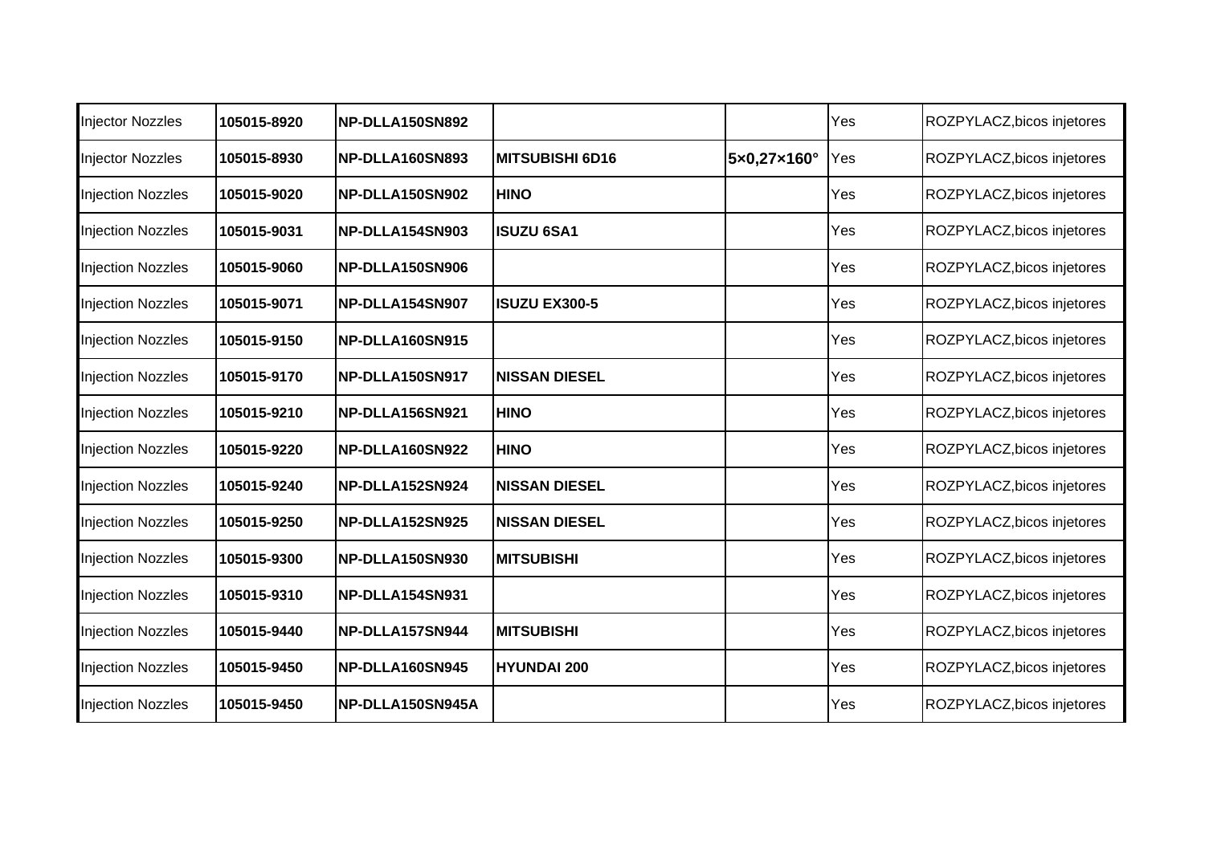| Injector Nozzles | **105015-8920** | **NP-DLLA150SN892** | | | Yes | ROZPYLACZ,bicos injetores |
|---|---|---|---|---|---|---|
| Injector Nozzles | **105015-8930** | **NP-DLLA160SN893** | **MITSUBISHI 6D16** | **5×0,27×160°** | Yes | ROZPYLACZ,bicos injetores |
| Injection Nozzles | **105015-9020** | **NP-DLLA150SN902** | **HINO** | | Yes | ROZPYLACZ,bicos injetores |
| Injection Nozzles | **105015-9031** | **NP-DLLA154SN903** | **ISUZU 6SA1** | | Yes | ROZPYLACZ,bicos injetores |
| Injection Nozzles | **105015-9060** | **NP-DLLA150SN906** | | | Yes | ROZPYLACZ,bicos injetores |
| Injection Nozzles | **105015-9071** | **NP-DLLA154SN907** | **ISUZU EX300-5** | | Yes | ROZPYLACZ,bicos injetores |
| Injection Nozzles | **105015-9150** | **NP-DLLA160SN915** | | | Yes | ROZPYLACZ,bicos injetores |
| Injection Nozzles | **105015-9170** | **NP-DLLA150SN917** | **NISSAN DIESEL** | | Yes | ROZPYLACZ,bicos injetores |
| Injection Nozzles | **105015-9210** | **NP-DLLA156SN921** | **HINO** | | Yes | ROZPYLACZ,bicos injetores |
| Injection Nozzles | **105015-9220** | **NP-DLLA160SN922** | **HINO** | | Yes | ROZPYLACZ,bicos injetores |
| Injection Nozzles | **105015-9240** | **NP-DLLA152SN924** | **NISSAN DIESEL** | | Yes | ROZPYLACZ,bicos injetores |
| Injection Nozzles | **105015-9250** | **NP-DLLA152SN925** | **NISSAN DIESEL** | | Yes | ROZPYLACZ,bicos injetores |
| Injection Nozzles | **105015-9300** | **NP-DLLA150SN930** | **MITSUBISHI** | | Yes | ROZPYLACZ,bicos injetores |
| Injection Nozzles | **105015-9310** | **NP-DLLA154SN931** | | | Yes | ROZPYLACZ,bicos injetores |
| Injection Nozzles | **105015-9440** | **NP-DLLA157SN944** | **MITSUBISHI** | | Yes | ROZPYLACZ,bicos injetores |
| Injection Nozzles | **105015-9450** | **NP-DLLA160SN945** | **HYUNDAI 200** | | Yes | ROZPYLACZ,bicos injetores |
| Injection Nozzles | **105015-9450** | **NP-DLLA150SN945A** | | | Yes | ROZPYLACZ,bicos injetores |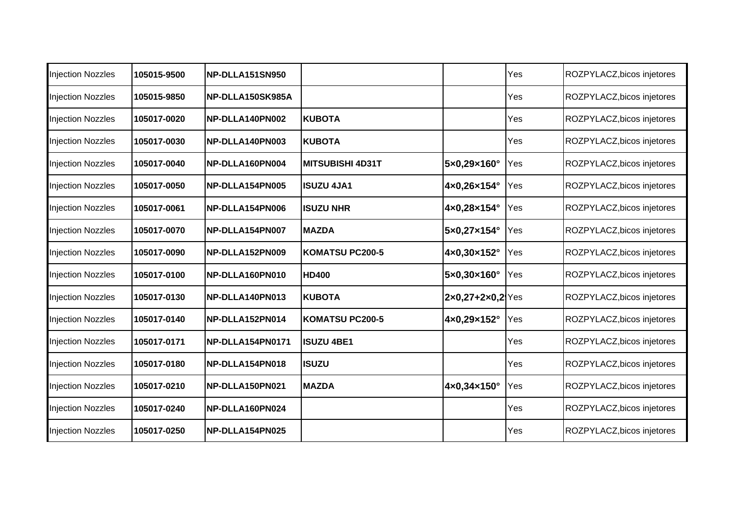| Injection Nozzles | 105015-9500 | NP-DLLA151SN950 | | | Yes | ROZPYLACZ,bicos injetores |
|---|---|---|---|---|---|---|
| Injection Nozzles | 105015-9850 | NP-DLLA150SK985A | | | Yes | ROZPYLACZ,bicos injetores |
| Injection Nozzles | 105017-0020 | NP-DLLA140PN002 | KUBOTA | | Yes | ROZPYLACZ,bicos injetores |
| Injection Nozzles | 105017-0030 | NP-DLLA140PN003 | KUBOTA | | Yes | ROZPYLACZ,bicos injetores |
| Injection Nozzles | 105017-0040 | NP-DLLA160PN004 | MITSUBISHI 4D31T | 5×0,29×160° | Yes | ROZPYLACZ,bicos injetores |
| Injection Nozzles | 105017-0050 | NP-DLLA154PN005 | ISUZU 4JA1 | 4×0,26×154° | Yes | ROZPYLACZ,bicos injetores |
| Injection Nozzles | 105017-0061 | NP-DLLA154PN006 | ISUZU NHR | 4×0,28×154° | Yes | ROZPYLACZ,bicos injetores |
| Injection Nozzles | 105017-0070 | NP-DLLA154PN007 | MAZDA | 5×0,27×154° | Yes | ROZPYLACZ,bicos injetores |
| Injection Nozzles | 105017-0090 | NP-DLLA152PN009 | KOMATSU PC200-5 | 4×0,30×152° | Yes | ROZPYLACZ,bicos injetores |
| Injection Nozzles | 105017-0100 | NP-DLLA160PN010 | HD400 | 5×0,30×160° | Yes | ROZPYLACZ,bicos injetores |
| Injection Nozzles | 105017-0130 | NP-DLLA140PN013 | KUBOTA | 2×0,27+2×0,2 | Yes | ROZPYLACZ,bicos injetores |
| Injection Nozzles | 105017-0140 | NP-DLLA152PN014 | KOMATSU PC200-5 | 4×0,29×152° | Yes | ROZPYLACZ,bicos injetores |
| Injection Nozzles | 105017-0171 | NP-DLLA154PN0171 | ISUZU 4BE1 | | Yes | ROZPYLACZ,bicos injetores |
| Injection Nozzles | 105017-0180 | NP-DLLA154PN018 | ISUZU | | Yes | ROZPYLACZ,bicos injetores |
| Injection Nozzles | 105017-0210 | NP-DLLA150PN021 | MAZDA | 4×0,34×150° | Yes | ROZPYLACZ,bicos injetores |
| Injection Nozzles | 105017-0240 | NP-DLLA160PN024 | | | Yes | ROZPYLACZ,bicos injetores |
| Injection Nozzles | 105017-0250 | NP-DLLA154PN025 | | | Yes | ROZPYLACZ,bicos injetores |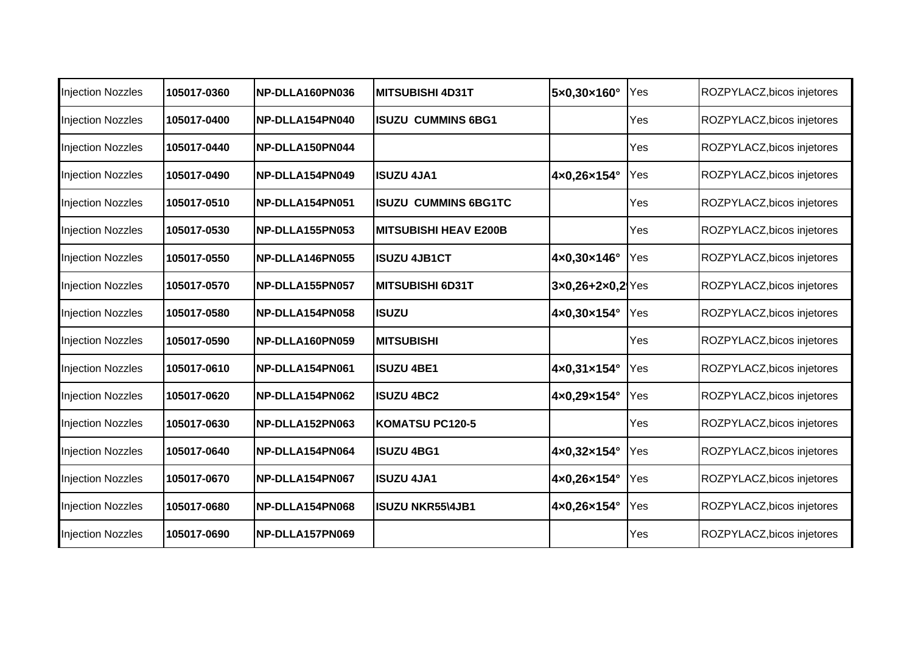| Injection Nozzles | **105017-0360** | **NP-DLLA160PN036** | **MITSUBISHI 4D31T** | **5×0,30×160°** | Yes | ROZPYLACZ,bicos injetores |
|---|---|---|---|---|---|---|
| Injection Nozzles | **105017-0400** | **NP-DLLA154PN040** | **ISUZU CUMMINS 6BG1** | | Yes | ROZPYLACZ,bicos injetores |
| Injection Nozzles | **105017-0440** | **NP-DLLA150PN044** | | | Yes | ROZPYLACZ,bicos injetores |
| Injection Nozzles | **105017-0490** | **NP-DLLA154PN049** | **ISUZU 4JA1** | **4×0,26×154°** | Yes | ROZPYLACZ,bicos injetores |
| Injection Nozzles | **105017-0510** | **NP-DLLA154PN051** | **ISUZU CUMMINS 6BG1TC** | | Yes | ROZPYLACZ,bicos injetores |
| Injection Nozzles | **105017-0530** | **NP-DLLA155PN053** | **MITSUBISHI HEAV E200B** | | Yes | ROZPYLACZ,bicos injetores |
| Injection Nozzles | **105017-0550** | **NP-DLLA146PN055** | **ISUZU 4JB1CT** | **4×0,30×146°** | Yes | ROZPYLACZ,bicos injetores |
| Injection Nozzles | **105017-0570** | **NP-DLLA155PN057** | **MITSUBISHI 6D31T** | **3×0,26+2×0,2** | Yes | ROZPYLACZ,bicos injetores |
| Injection Nozzles | **105017-0580** | **NP-DLLA154PN058** | **ISUZU** | **4×0,30×154°** | Yes | ROZPYLACZ,bicos injetores |
| Injection Nozzles | **105017-0590** | **NP-DLLA160PN059** | **MITSUBISHI** | | Yes | ROZPYLACZ,bicos injetores |
| Injection Nozzles | **105017-0610** | **NP-DLLA154PN061** | **ISUZU 4BE1** | **4×0,31×154°** | Yes | ROZPYLACZ,bicos injetores |
| Injection Nozzles | **105017-0620** | **NP-DLLA154PN062** | **ISUZU 4BC2** | **4×0,29×154°** | Yes | ROZPYLACZ,bicos injetores |
| Injection Nozzles | **105017-0630** | **NP-DLLA152PN063** | **KOMATSU PC120-5** | | Yes | ROZPYLACZ,bicos injetores |
| Injection Nozzles | **105017-0640** | **NP-DLLA154PN064** | **ISUZU 4BG1** | **4×0,32×154°** | Yes | ROZPYLACZ,bicos injetores |
| Injection Nozzles | **105017-0670** | **NP-DLLA154PN067** | **ISUZU 4JA1** | **4×0,26×154°** | Yes | ROZPYLACZ,bicos injetores |
| Injection Nozzles | **105017-0680** | **NP-DLLA154PN068** | **ISUZU NKR55\4JB1** | **4×0,26×154°** | Yes | ROZPYLACZ,bicos injetores |
| Injection Nozzles | **105017-0690** | **NP-DLLA157PN069** | | | Yes | ROZPYLACZ,bicos injetores |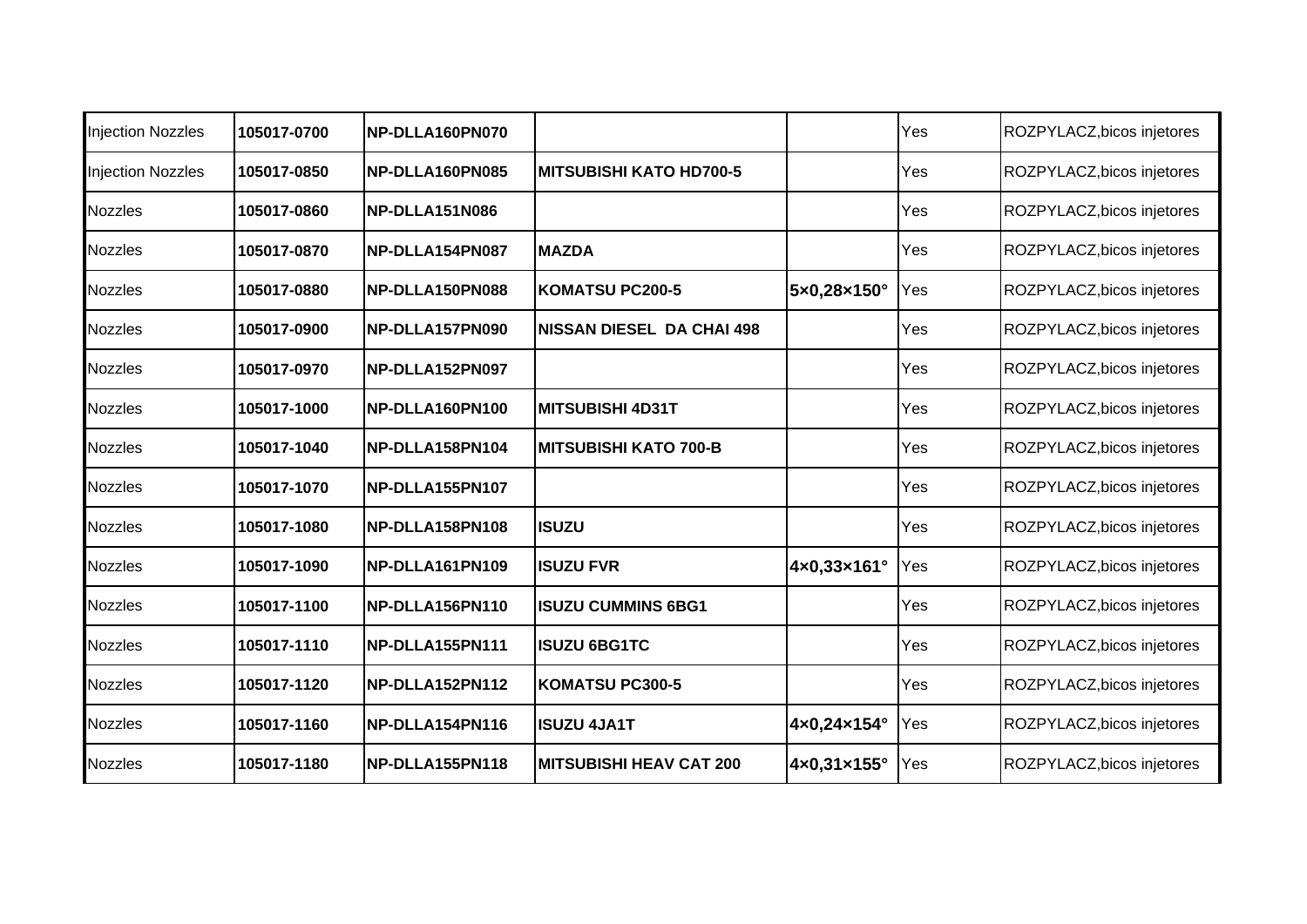| Injection Nozzles | **105017-0700** | **NP-DLLA160PN070** | | | Yes | ROZPYLACZ,bicos injetores |
|---|---|---|---|---|---|---|
| Injection Nozzles | **105017-0850** | **NP-DLLA160PN085** | **MITSUBISHI KATO HD700-5** | | Yes | ROZPYLACZ,bicos injetores |
| Nozzles | **105017-0860** | **NP-DLLA151N086** | | | Yes | ROZPYLACZ,bicos injetores |
| Nozzles | **105017-0870** | **NP-DLLA154PN087** | **MAZDA** | | Yes | ROZPYLACZ,bicos injetores |
| Nozzles | **105017-0880** | **NP-DLLA150PN088** | **KOMATSU PC200-5** | **5×0,28×150°** | Yes | ROZPYLACZ,bicos injetores |
| Nozzles | **105017-0900** | **NP-DLLA157PN090** | **NISSAN DIESEL DA CHAI 498** | | Yes | ROZPYLACZ,bicos injetores |
| Nozzles | **105017-0970** | **NP-DLLA152PN097** | | | Yes | ROZPYLACZ,bicos injetores |
| Nozzles | **105017-1000** | **NP-DLLA160PN100** | **MITSUBISHI 4D31T** | | Yes | ROZPYLACZ,bicos injetores |
| Nozzles | **105017-1040** | **NP-DLLA158PN104** | **MITSUBISHI KATO 700-B** | | Yes | ROZPYLACZ,bicos injetores |
| Nozzles | **105017-1070** | **NP-DLLA155PN107** | | | Yes | ROZPYLACZ,bicos injetores |
| Nozzles | **105017-1080** | **NP-DLLA158PN108** | **ISUZU** | | Yes | ROZPYLACZ,bicos injetores |
| Nozzles | **105017-1090** | **NP-DLLA161PN109** | **ISUZU FVR** | **4×0,33×161°** | Yes | ROZPYLACZ,bicos injetores |
| Nozzles | **105017-1100** | **NP-DLLA156PN110** | **ISUZU CUMMINS 6BG1** | | Yes | ROZPYLACZ,bicos injetores |
| Nozzles | **105017-1110** | **NP-DLLA155PN111** | **ISUZU 6BG1TC** | | Yes | ROZPYLACZ,bicos injetores |
| Nozzles | **105017-1120** | **NP-DLLA152PN112** | **KOMATSU PC300-5** | | Yes | ROZPYLACZ,bicos injetores |
| Nozzles | **105017-1160** | **NP-DLLA154PN116** | **ISUZU 4JA1T** | **4×0,24×154°** | Yes | ROZPYLACZ,bicos injetores |
| Nozzles | **105017-1180** | **NP-DLLA155PN118** | **MITSUBISHI HEAV CAT 200** | **4×0,31×155°** | Yes | ROZPYLACZ,bicos injetores |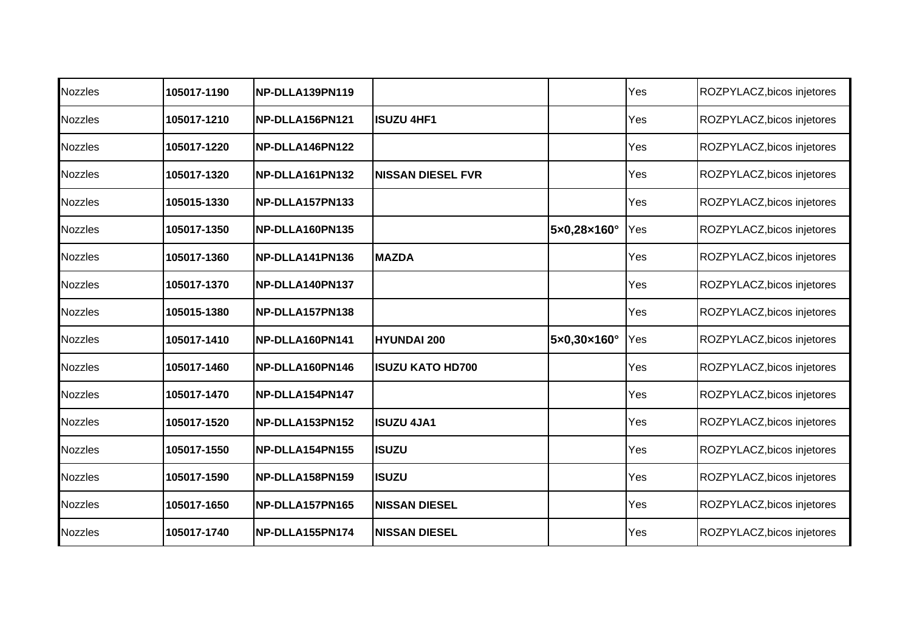| Nozzles | **105017-1190** | **NP-DLLA139PN119** | | | Yes | ROZPYLACZ,bicos injetores |
|---|---|---|---|---|---|---|
| Nozzles | **105017-1210** | **NP-DLLA156PN121** | **ISUZU 4HF1** | | Yes | ROZPYLACZ,bicos injetores |
| Nozzles | **105017-1220** | **NP-DLLA146PN122** | | | Yes | ROZPYLACZ,bicos injetores |
| Nozzles | **105017-1320** | **NP-DLLA161PN132** | **NISSAN DIESEL FVR** | | Yes | ROZPYLACZ,bicos injetores |
| Nozzles | **105015-1330** | **NP-DLLA157PN133** | | | Yes | ROZPYLACZ,bicos injetores |
| Nozzles | **105017-1350** | **NP-DLLA160PN135** | | **5×0,28×160°** | Yes | ROZPYLACZ,bicos injetores |
| Nozzles | **105017-1360** | **NP-DLLA141PN136** | **MAZDA** | | Yes | ROZPYLACZ,bicos injetores |
| Nozzles | **105017-1370** | **NP-DLLA140PN137** | | | Yes | ROZPYLACZ,bicos injetores |
| Nozzles | **105015-1380** | **NP-DLLA157PN138** | | | Yes | ROZPYLACZ,bicos injetores |
| Nozzles | **105017-1410** | **NP-DLLA160PN141** | **HYUNDAI 200** | **5×0,30×160°** | Yes | ROZPYLACZ,bicos injetores |
| Nozzles | **105017-1460** | **NP-DLLA160PN146** | **ISUZU KATO HD700** | | Yes | ROZPYLACZ,bicos injetores |
| Nozzles | **105017-1470** | **NP-DLLA154PN147** | | | Yes | ROZPYLACZ,bicos injetores |
| Nozzles | **105017-1520** | **NP-DLLA153PN152** | **ISUZU 4JA1** | | Yes | ROZPYLACZ,bicos injetores |
| Nozzles | **105017-1550** | **NP-DLLA154PN155** | **ISUZU** | | Yes | ROZPYLACZ,bicos injetores |
| Nozzles | **105017-1590** | **NP-DLLA158PN159** | **ISUZU** | | Yes | ROZPYLACZ,bicos injetores |
| Nozzles | **105017-1650** | **NP-DLLA157PN165** | **NISSAN DIESEL** | | Yes | ROZPYLACZ,bicos injetores |
| Nozzles | **105017-1740** | **NP-DLLA155PN174** | **NISSAN DIESEL** | | Yes | ROZPYLACZ,bicos injetores |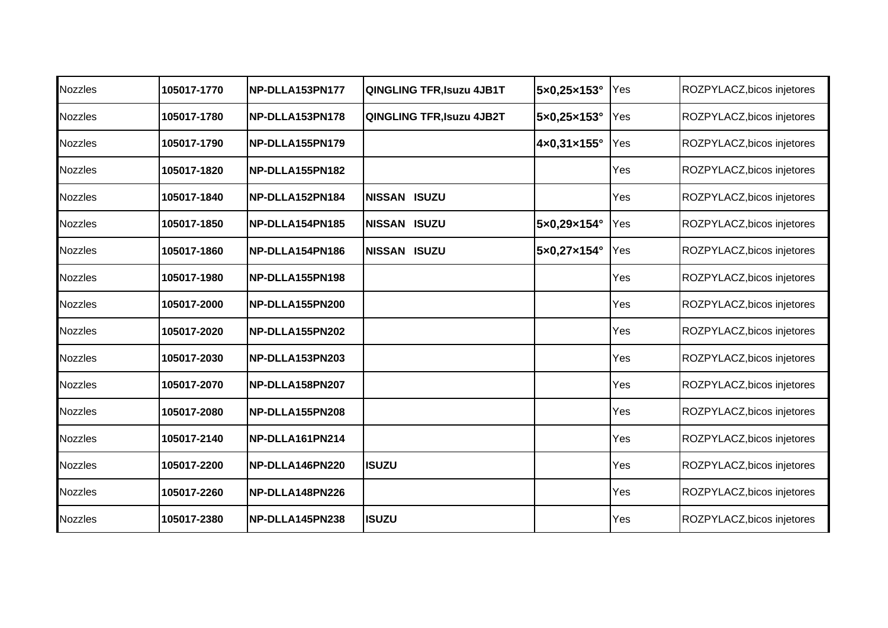| Nozzles | 105017-1770 | NP-DLLA153PN177 | QINGLING TFR,Isuzu 4JB1T | 5×0,25×153° | Yes | ROZPYLACZ,bicos injetores |
|---|---|---|---|---|---|---|
| Nozzles | 105017-1780 | NP-DLLA153PN178 | QINGLING TFR,Isuzu 4JB2T | 5×0,25×153° | Yes | ROZPYLACZ,bicos injetores |
| Nozzles | 105017-1790 | NP-DLLA155PN179 | | 4×0,31×155° | Yes | ROZPYLACZ,bicos injetores |
| Nozzles | 105017-1820 | NP-DLLA155PN182 | | | Yes | ROZPYLACZ,bicos injetores |
| Nozzles | 105017-1840 | NP-DLLA152PN184 | NISSAN ISUZU | | Yes | ROZPYLACZ,bicos injetores |
| Nozzles | 105017-1850 | NP-DLLA154PN185 | NISSAN ISUZU | 5×0,29×154° | Yes | ROZPYLACZ,bicos injetores |
| Nozzles | 105017-1860 | NP-DLLA154PN186 | NISSAN ISUZU | 5×0,27×154° | Yes | ROZPYLACZ,bicos injetores |
| Nozzles | 105017-1980 | NP-DLLA155PN198 | | | Yes | ROZPYLACZ,bicos injetores |
| Nozzles | 105017-2000 | NP-DLLA155PN200 | | | Yes | ROZPYLACZ,bicos injetores |
| Nozzles | 105017-2020 | NP-DLLA155PN202 | | | Yes | ROZPYLACZ,bicos injetores |
| Nozzles | 105017-2030 | NP-DLLA153PN203 | | | Yes | ROZPYLACZ,bicos injetores |
| Nozzles | 105017-2070 | NP-DLLA158PN207 | | | Yes | ROZPYLACZ,bicos injetores |
| Nozzles | 105017-2080 | NP-DLLA155PN208 | | | Yes | ROZPYLACZ,bicos injetores |
| Nozzles | 105017-2140 | NP-DLLA161PN214 | | | Yes | ROZPYLACZ,bicos injetores |
| Nozzles | 105017-2200 | NP-DLLA146PN220 | ISUZU | | Yes | ROZPYLACZ,bicos injetores |
| Nozzles | 105017-2260 | NP-DLLA148PN226 | | | Yes | ROZPYLACZ,bicos injetores |
| Nozzles | 105017-2380 | NP-DLLA145PN238 | ISUZU | | Yes | ROZPYLACZ,bicos injetores |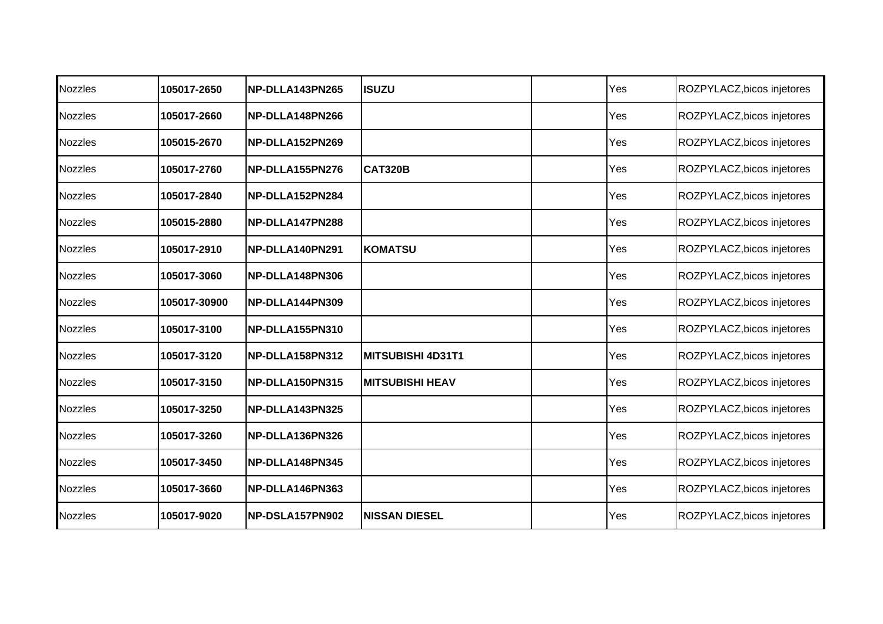| Nozzles | **105017-2650** | **NP-DLLA143PN265** | **ISUZU** | | Yes | ROZPYLACZ,bicos injetores |
|---|---|---|---|---|---|---|
| Nozzles | **105017-2660** | **NP-DLLA148PN266** | | | Yes | ROZPYLACZ,bicos injetores |
| Nozzles | **105015-2670** | **NP-DLLA152PN269** | | | Yes | ROZPYLACZ,bicos injetores |
| Nozzles | **105017-2760** | **NP-DLLA155PN276** | **CAT320B** | | Yes | ROZPYLACZ,bicos injetores |
| Nozzles | **105017-2840** | **NP-DLLA152PN284** | | | Yes | ROZPYLACZ,bicos injetores |
| Nozzles | **105015-2880** | **NP-DLLA147PN288** | | | Yes | ROZPYLACZ,bicos injetores |
| Nozzles | **105017-2910** | **NP-DLLA140PN291** | **KOMATSU** | | Yes | ROZPYLACZ,bicos injetores |
| Nozzles | **105017-3060** | **NP-DLLA148PN306** | | | Yes | ROZPYLACZ,bicos injetores |
| Nozzles | **105017-30900** | **NP-DLLA144PN309** | | | Yes | ROZPYLACZ,bicos injetores |
| Nozzles | **105017-3100** | **NP-DLLA155PN310** | | | Yes | ROZPYLACZ,bicos injetores |
| Nozzles | **105017-3120** | **NP-DLLA158PN312** | **MITSUBISHI 4D31T1** | | Yes | ROZPYLACZ,bicos injetores |
| Nozzles | **105017-3150** | **NP-DLLA150PN315** | **MITSUBISHI HEAV** | | Yes | ROZPYLACZ,bicos injetores |
| Nozzles | **105017-3250** | **NP-DLLA143PN325** | | | Yes | ROZPYLACZ,bicos injetores |
| Nozzles | **105017-3260** | **NP-DLLA136PN326** | | | Yes | ROZPYLACZ,bicos injetores |
| Nozzles | **105017-3450** | **NP-DLLA148PN345** | | | Yes | ROZPYLACZ,bicos injetores |
| Nozzles | **105017-3660** | **NP-DLLA146PN363** | | | Yes | ROZPYLACZ,bicos injetores |
| Nozzles | **105017-9020** | **NP-DSLA157PN902** | **NISSAN DIESEL** | | Yes | ROZPYLACZ,bicos injetores |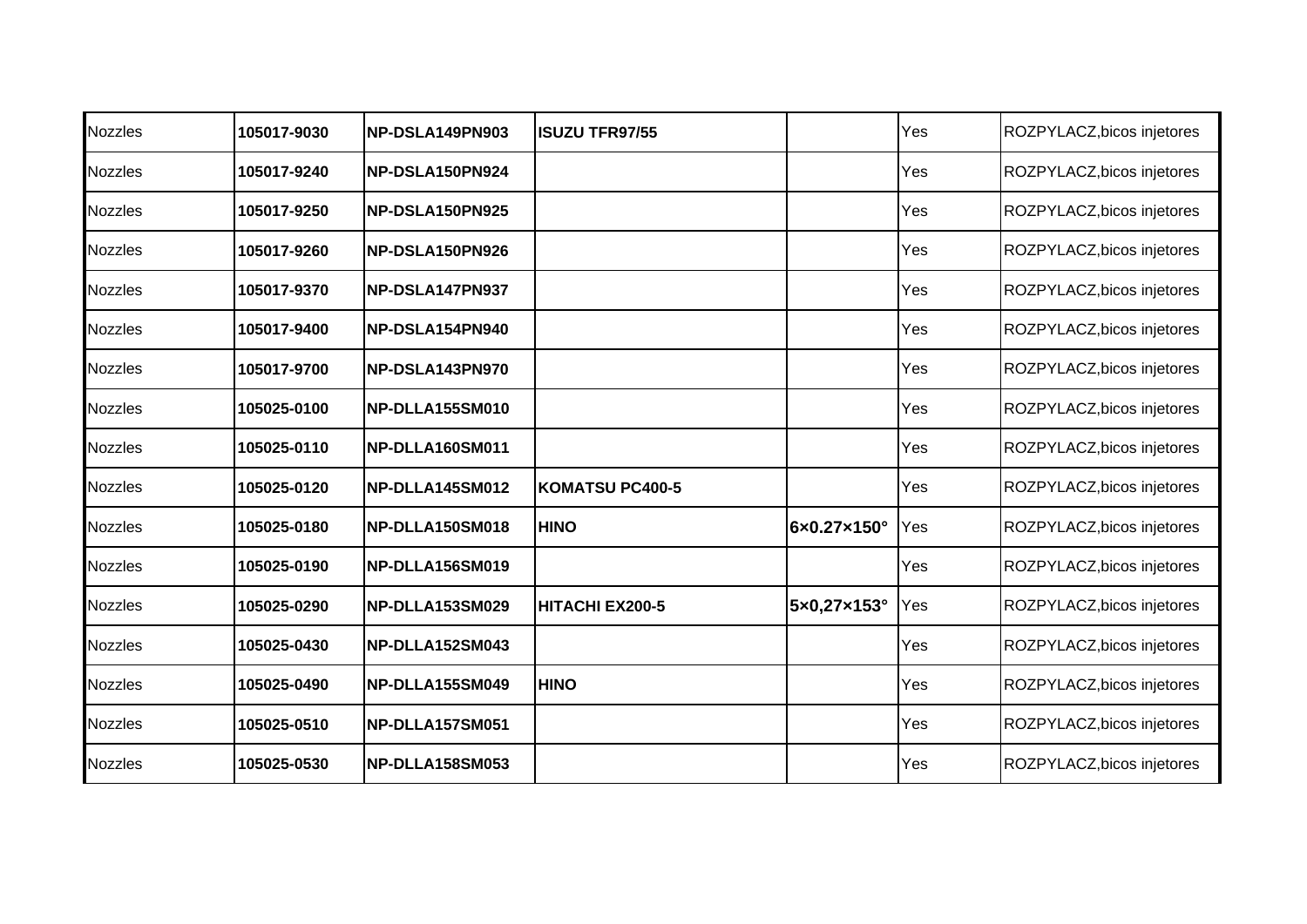| Nozzles | **105017-9030** | **NP-DSLA149PN903** | **ISUZU TFR97/55** | | Yes | ROZPYLACZ,bicos injetores |
|---|---|---|---|---|---|---|
| Nozzles | **105017-9240** | **NP-DSLA150PN924** | | | Yes | ROZPYLACZ,bicos injetores |
| Nozzles | **105017-9250** | **NP-DSLA150PN925** | | | Yes | ROZPYLACZ,bicos injetores |
| Nozzles | **105017-9260** | **NP-DSLA150PN926** | | | Yes | ROZPYLACZ,bicos injetores |
| Nozzles | **105017-9370** | **NP-DSLA147PN937** | | | Yes | ROZPYLACZ,bicos injetores |
| Nozzles | **105017-9400** | **NP-DSLA154PN940** | | | Yes | ROZPYLACZ,bicos injetores |
| Nozzles | **105017-9700** | **NP-DSLA143PN970** | | | Yes | ROZPYLACZ,bicos injetores |
| Nozzles | **105025-0100** | **NP-DLLA155SM010** | | | Yes | ROZPYLACZ,bicos injetores |
| Nozzles | **105025-0110** | **NP-DLLA160SM011** | | | Yes | ROZPYLACZ,bicos injetores |
| Nozzles | **105025-0120** | **NP-DLLA145SM012** | **KOMATSU PC400-5** | | Yes | ROZPYLACZ,bicos injetores |
| Nozzles | **105025-0180** | **NP-DLLA150SM018** | **HINO** | **6×0.27×150°** | Yes | ROZPYLACZ,bicos injetores |
| Nozzles | **105025-0190** | **NP-DLLA156SM019** | | | Yes | ROZPYLACZ,bicos injetores |
| Nozzles | **105025-0290** | **NP-DLLA153SM029** | **HITACHI EX200-5** | **5×0,27×153°** | Yes | ROZPYLACZ,bicos injetores |
| Nozzles | **105025-0430** | **NP-DLLA152SM043** | | | Yes | ROZPYLACZ,bicos injetores |
| Nozzles | **105025-0490** | **NP-DLLA155SM049** | **HINO** | | Yes | ROZPYLACZ,bicos injetores |
| Nozzles | **105025-0510** | **NP-DLLA157SM051** | | | Yes | ROZPYLACZ,bicos injetores |
| Nozzles | **105025-0530** | **NP-DLLA158SM053** | | | Yes | ROZPYLACZ,bicos injetores |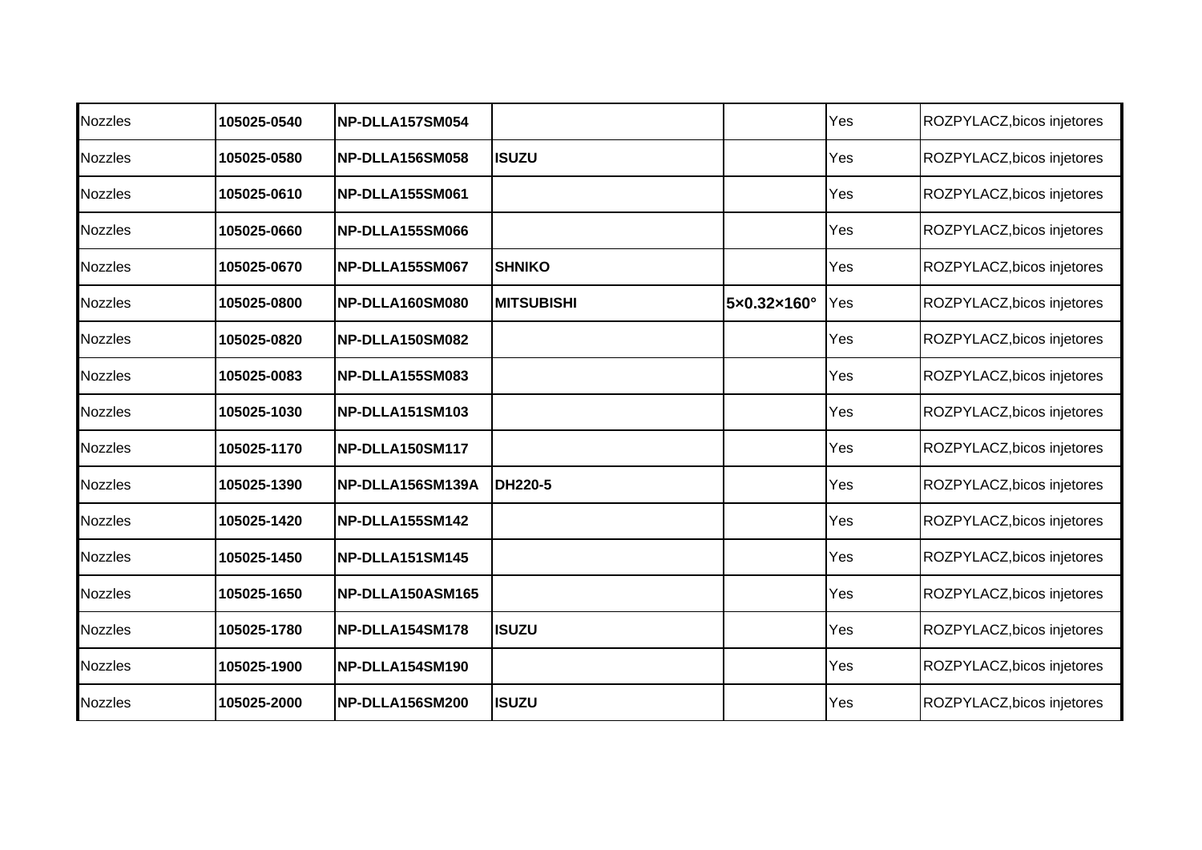| | | | | | | |
|---|---|---|---|---|---|---|
| Nozzles | **105025-0540** | **NP-DLLA157SM054** | | | Yes | ROZPYLACZ,bicos injetores |
| Nozzles | **105025-0580** | **NP-DLLA156SM058** | **ISUZU** | | Yes | ROZPYLACZ,bicos injetores |
| Nozzles | **105025-0610** | **NP-DLLA155SM061** | | | Yes | ROZPYLACZ,bicos injetores |
| Nozzles | **105025-0660** | **NP-DLLA155SM066** | | | Yes | ROZPYLACZ,bicos injetores |
| Nozzles | **105025-0670** | **NP-DLLA155SM067** | **SHNIKO** | | Yes | ROZPYLACZ,bicos injetores |
| Nozzles | **105025-0800** | **NP-DLLA160SM080** | **MITSUBISHI** | **5×0.32×160°** | Yes | ROZPYLACZ,bicos injetores |
| Nozzles | **105025-0820** | **NP-DLLA150SM082** | | | Yes | ROZPYLACZ,bicos injetores |
| Nozzles | **105025-0083** | **NP-DLLA155SM083** | | | Yes | ROZPYLACZ,bicos injetores |
| Nozzles | **105025-1030** | **NP-DLLA151SM103** | | | Yes | ROZPYLACZ,bicos injetores |
| Nozzles | **105025-1170** | **NP-DLLA150SM117** | | | Yes | ROZPYLACZ,bicos injetores |
| Nozzles | **105025-1390** | **NP-DLLA156SM139A** | **DH220-5** | | Yes | ROZPYLACZ,bicos injetores |
| Nozzles | **105025-1420** | **NP-DLLA155SM142** | | | Yes | ROZPYLACZ,bicos injetores |
| Nozzles | **105025-1450** | **NP-DLLA151SM145** | | | Yes | ROZPYLACZ,bicos injetores |
| Nozzles | **105025-1650** | **NP-DLLA150ASM165** | | | Yes | ROZPYLACZ,bicos injetores |
| Nozzles | **105025-1780** | **NP-DLLA154SM178** | **ISUZU** | | Yes | ROZPYLACZ,bicos injetores |
| Nozzles | **105025-1900** | **NP-DLLA154SM190** | | | Yes | ROZPYLACZ,bicos injetores |
| Nozzles | **105025-2000** | **NP-DLLA156SM200** | **ISUZU** | | Yes | ROZPYLACZ,bicos injetores |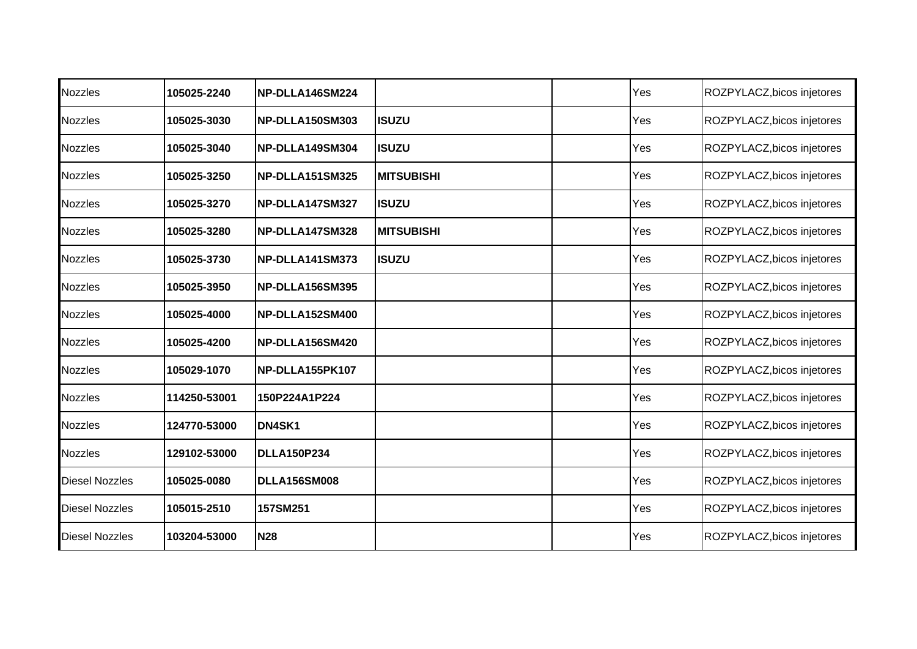| | | | | | | |
|---|---|---|---|---|---|---|
| Nozzles | **105025-2240** | **NP-DLLA146SM224** | | | Yes | ROZPYLACZ,bicos injetores |
| Nozzles | **105025-3030** | **NP-DLLA150SM303** | **ISUZU** | | Yes | ROZPYLACZ,bicos injetores |
| Nozzles | **105025-3040** | **NP-DLLA149SM304** | **ISUZU** | | Yes | ROZPYLACZ,bicos injetores |
| Nozzles | **105025-3250** | **NP-DLLA151SM325** | **MITSUBISHI** | | Yes | ROZPYLACZ,bicos injetores |
| Nozzles | **105025-3270** | **NP-DLLA147SM327** | **ISUZU** | | Yes | ROZPYLACZ,bicos injetores |
| Nozzles | **105025-3280** | **NP-DLLA147SM328** | **MITSUBISHI** | | Yes | ROZPYLACZ,bicos injetores |
| Nozzles | **105025-3730** | **NP-DLLA141SM373** | **ISUZU** | | Yes | ROZPYLACZ,bicos injetores |
| Nozzles | **105025-3950** | **NP-DLLA156SM395** | | | Yes | ROZPYLACZ,bicos injetores |
| Nozzles | **105025-4000** | **NP-DLLA152SM400** | | | Yes | ROZPYLACZ,bicos injetores |
| Nozzles | **105025-4200** | **NP-DLLA156SM420** | | | Yes | ROZPYLACZ,bicos injetores |
| Nozzles | **105029-1070** | **NP-DLLA155PK107** | | | Yes | ROZPYLACZ,bicos injetores |
| Nozzles | **114250-53001** | **150P224A1P224** | | | Yes | ROZPYLACZ,bicos injetores |
| Nozzles | **124770-53000** | **DN4SK1** | | | Yes | ROZPYLACZ,bicos injetores |
| Nozzles | **129102-53000** | **DLLA150P234** | | | Yes | ROZPYLACZ,bicos injetores |
| Diesel Nozzles | **105025-0080** | **DLLA156SM008** | | | Yes | ROZPYLACZ,bicos injetores |
| Diesel Nozzles | **105015-2510** | **157SM251** | | | Yes | ROZPYLACZ,bicos injetores |
| Diesel Nozzles | **103204-53000** | **N28** | | | Yes | ROZPYLACZ,bicos injetores |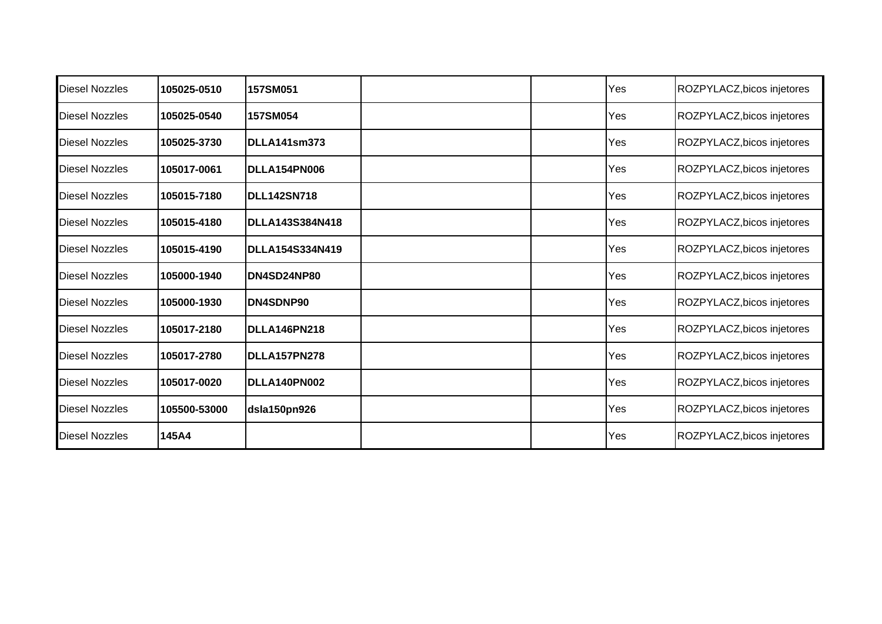| | | | | | | |
|---|---|---|---|---|---|---|
| Diesel Nozzles | **105025-0510** | **157SM051** | | | Yes | ROZPYLACZ,bicos injetores |
| Diesel Nozzles | **105025-0540** | **157SM054** | | | Yes | ROZPYLACZ,bicos injetores |
| Diesel Nozzles | **105025-3730** | **DLLA141sm373** | | | Yes | ROZPYLACZ,bicos injetores |
| Diesel Nozzles | **105017-0061** | **DLLA154PN006** | | | Yes | ROZPYLACZ,bicos injetores |
| Diesel Nozzles | **105015-7180** | **DLL142SN718** | | | Yes | ROZPYLACZ,bicos injetores |
| Diesel Nozzles | **105015-4180** | **DLLA143S384N418** | | | Yes | ROZPYLACZ,bicos injetores |
| Diesel Nozzles | **105015-4190** | **DLLA154S334N419** | | | Yes | ROZPYLACZ,bicos injetores |
| Diesel Nozzles | **105000-1940** | **DN4SD24NP80** | | | Yes | ROZPYLACZ,bicos injetores |
| Diesel Nozzles | **105000-1930** | **DN4SDNP90** | | | Yes | ROZPYLACZ,bicos injetores |
| Diesel Nozzles | **105017-2180** | **DLLA146PN218** | | | Yes | ROZPYLACZ,bicos injetores |
| Diesel Nozzles | **105017-2780** | **DLLA157PN278** | | | Yes | ROZPYLACZ,bicos injetores |
| Diesel Nozzles | **105017-0020** | **DLLA140PN002** | | | Yes | ROZPYLACZ,bicos injetores |
| Diesel Nozzles | **105500-53000** | **dsla150pn926** | | | Yes | ROZPYLACZ,bicos injetores |
| Diesel Nozzles | **145A4** | | | | Yes | ROZPYLACZ,bicos injetores |